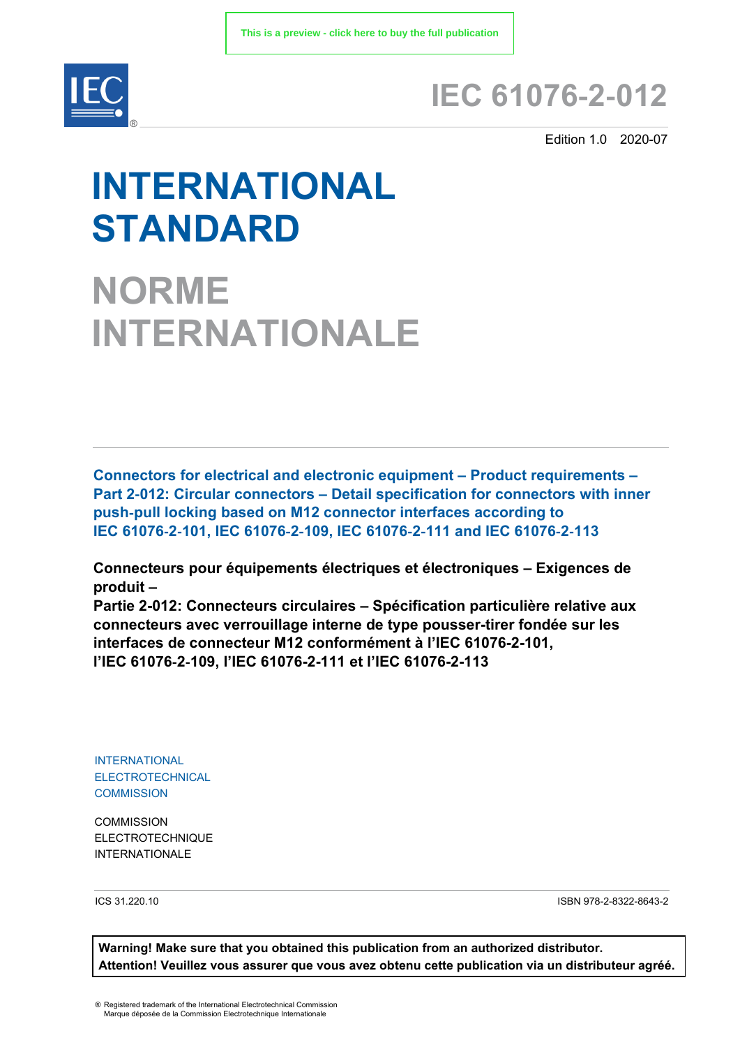This is a preview - click here to buy the full publication

IEC 61076-2-012

Edition 1.0 2020-07

# INTERNATIONAL STANDARD

# NORME INTERNATIONALE

**Connectors for electrical and electronic equipment – Product requirements – Part 2-012: Circular connectors – Detail specification for connectors with inner push-pull locking based on M12 connector interfaces according to IEC 61076-2-101, IEC 61076-2-109, IEC 61076-2-111 and IEC 61076-2-113**

**Connecteurs pour équipements électriques et électroniques – Exigences de produit – Partie 2-012: Connecteurs circulaires – Spécification particulière relative aux connecteurs avec verrouillage interne de type pousser-tirer fondée sur les interfaces de connecteur M12 conformément à l'IEC 61076-2-101, l'IEC 61076-2-109, l'IEC 61076-2-111 et l'IEC 61076-2-113**

INTERNATIONAL ELECTROTECHNICAL COMMISSION

COMMISSION ELECTROTECHNIQUE INTERNATIONALE

ICS 31.220.10

ISBN 978-2-8322-8643-2

**Warning! Make sure that you obtained this publication from an authorized distributor.**
**Attention! Veuillez vous assurer que vous avez obtenu cette publication via un distributeur agréé.**

® Registered trademark of the International Electrotechnical Commission
Marque déposée de la Commission Electrotechnique Internationale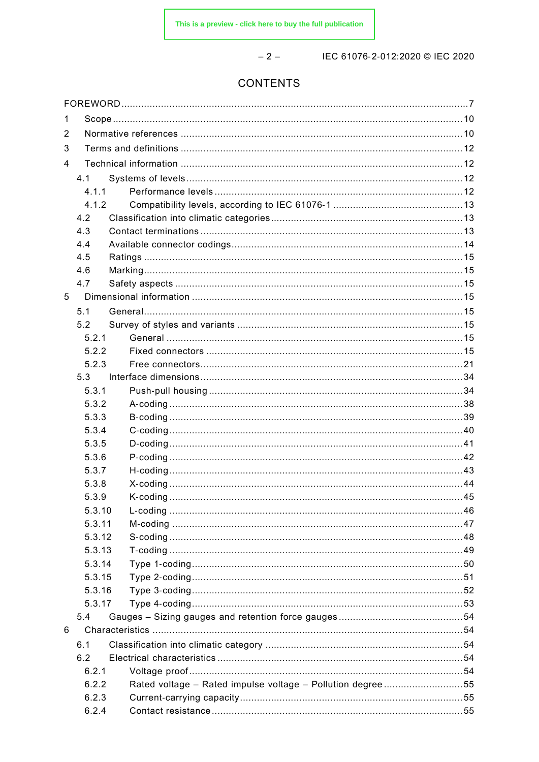# CONTENTS

FOREWORD ..... 7

1 Scope ..... 10

2 Normative references ..... 10

3 Terms and definitions ..... 12

4 Technical information ..... 12

- 4.1 Systems of levels ..... 12
  - 4.1.1 Performance levels ..... 12
  - 4.1.2 Compatibility levels, according to IEC 61076-1 ..... 13
- 4.2 Classification into climatic categories ..... 13
- 4.3 Contact terminations ..... 13
- 4.4 Available connector codings ..... 14
- 4.5 Ratings ..... 15
- 4.6 Marking ..... 15
- 4.7 Safety aspects ..... 15

5 Dimensional information ..... 15

- 5.1 General ..... 15
- 5.2 Survey of styles and variants ..... 15
  - 5.2.1 General ..... 15
  - 5.2.2 Fixed connectors ..... 15
  - 5.2.3 Free connectors ..... 21
- 5.3 Interface dimensions ..... 34
  - 5.3.1 Push-pull housing ..... 34
  - 5.3.2 A-coding ..... 38
  - 5.3.3 B-coding ..... 39
  - 5.3.4 C-coding ..... 40
  - 5.3.5 D-coding ..... 41
  - 5.3.6 P-coding ..... 42
  - 5.3.7 H-coding ..... 43
  - 5.3.8 X-coding ..... 44
  - 5.3.9 K-coding ..... 45
  - 5.3.10 L-coding ..... 46
  - 5.3.11 M-coding ..... 47
  - 5.3.12 S-coding ..... 48
  - 5.3.13 T-coding ..... 49
  - 5.3.14 Type 1-coding ..... 50
  - 5.3.15 Type 2-coding ..... 51
  - 5.3.16 Type 3-coding ..... 52
  - 5.3.17 Type 4-coding ..... 53
- 5.4 Gauges – Sizing gauges and retention force gauges ..... 54

6 Characteristics ..... 54

- 6.1 Classification into climatic category ..... 54
- 6.2 Electrical characteristics ..... 54
  - 6.2.1 Voltage proof ..... 54
  - 6.2.2 Rated voltage – Rated impulse voltage – Pollution degree ..... 55
  - 6.2.3 Current-carrying capacity ..... 55
  - 6.2.4 Contact resistance ..... 55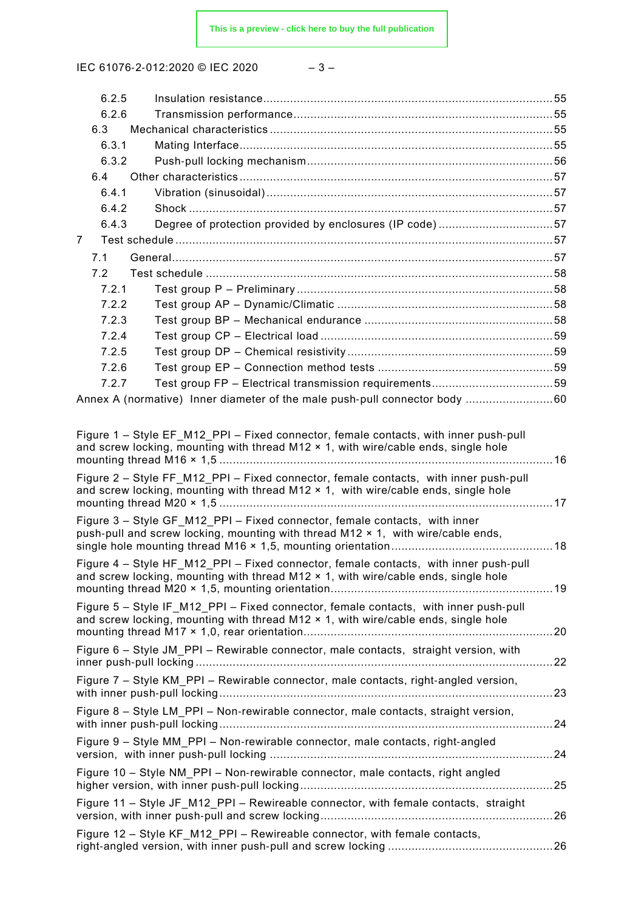6.2.5 Insulation resistance ..... 55
6.2.6 Transmission performance ..... 55
6.3 Mechanical characteristics ..... 55
6.3.1 Mating Interface ..... 55
6.3.2 Push-pull locking mechanism ..... 56
6.4 Other characteristics ..... 57
6.4.1 Vibration (sinusoidal) ..... 57
6.4.2 Shock ..... 57
6.4.3 Degree of protection provided by enclosures (IP code) ..... 57
7 Test schedule ..... 57
7.1 General ..... 57
7.2 Test schedule ..... 58
7.2.1 Test group P – Preliminary ..... 58
7.2.2 Test group AP – Dynamic/Climatic ..... 58
7.2.3 Test group BP – Mechanical endurance ..... 58
7.2.4 Test group CP – Electrical load ..... 59
7.2.5 Test group DP – Chemical resistivity ..... 59
7.2.6 Test group EP – Connection method tests ..... 59
7.2.7 Test group FP – Electrical transmission requirements ..... 59
Annex A (normative) Inner diameter of the male push-pull connector body ..... 60

Figure 1 – Style EF_M12_PPI – Fixed connector, female contacts, with inner push-pull and screw locking, mounting with thread M12 × 1, with wire/cable ends, single hole mounting thread M16 × 1,5 ..... 16

Figure 2 – Style FF_M12_PPI – Fixed connector, female contacts, with inner push-pull and screw locking, mounting with thread M12 × 1, with wire/cable ends, single hole mounting thread M20 × 1,5 ..... 17

Figure 3 – Style GF_M12_PPI – Fixed connector, female contacts, with inner push-pull and screw locking, mounting with thread M12 × 1, with wire/cable ends, single hole mounting thread M16 × 1,5, mounting orientation ..... 18

Figure 4 – Style HF_M12_PPI – Fixed connector, female contacts, with inner push-pull and screw locking, mounting with thread M12 × 1, with wire/cable ends, single hole mounting thread M20 × 1,5, mounting orientation ..... 19

Figure 5 – Style IF_M12_PPI – Fixed connector, female contacts, with inner push-pull and screw locking, mounting with thread M12 × 1, with wire/cable ends, single hole mounting thread M17 × 1,0, rear orientation ..... 20

Figure 6 – Style JM_PPI – Rewirable connector, male contacts, straight version, with inner push-pull locking ..... 22

Figure 7 – Style KM_PPI – Rewirable connector, male contacts, right-angled version, with inner push-pull locking ..... 23

Figure 8 – Style LM_PPI – Non-rewirable connector, male contacts, straight version, with inner push-pull locking ..... 24

Figure 9 – Style MM_PPI – Non-rewirable connector, male contacts, right-angled version, with inner push-pull locking ..... 24

Figure 10 – Style NM_PPI – Non-rewirable connector, male contacts, right angled higher version, with inner push-pull locking ..... 25

Figure 11 – Style JF_M12_PPI – Rewireable connector, with female contacts, straight version, with inner push-pull and screw locking ..... 26

Figure 12 – Style KF_M12_PPI – Rewireable connector, with female contacts, right-angled version, with inner push-pull and screw locking ..... 26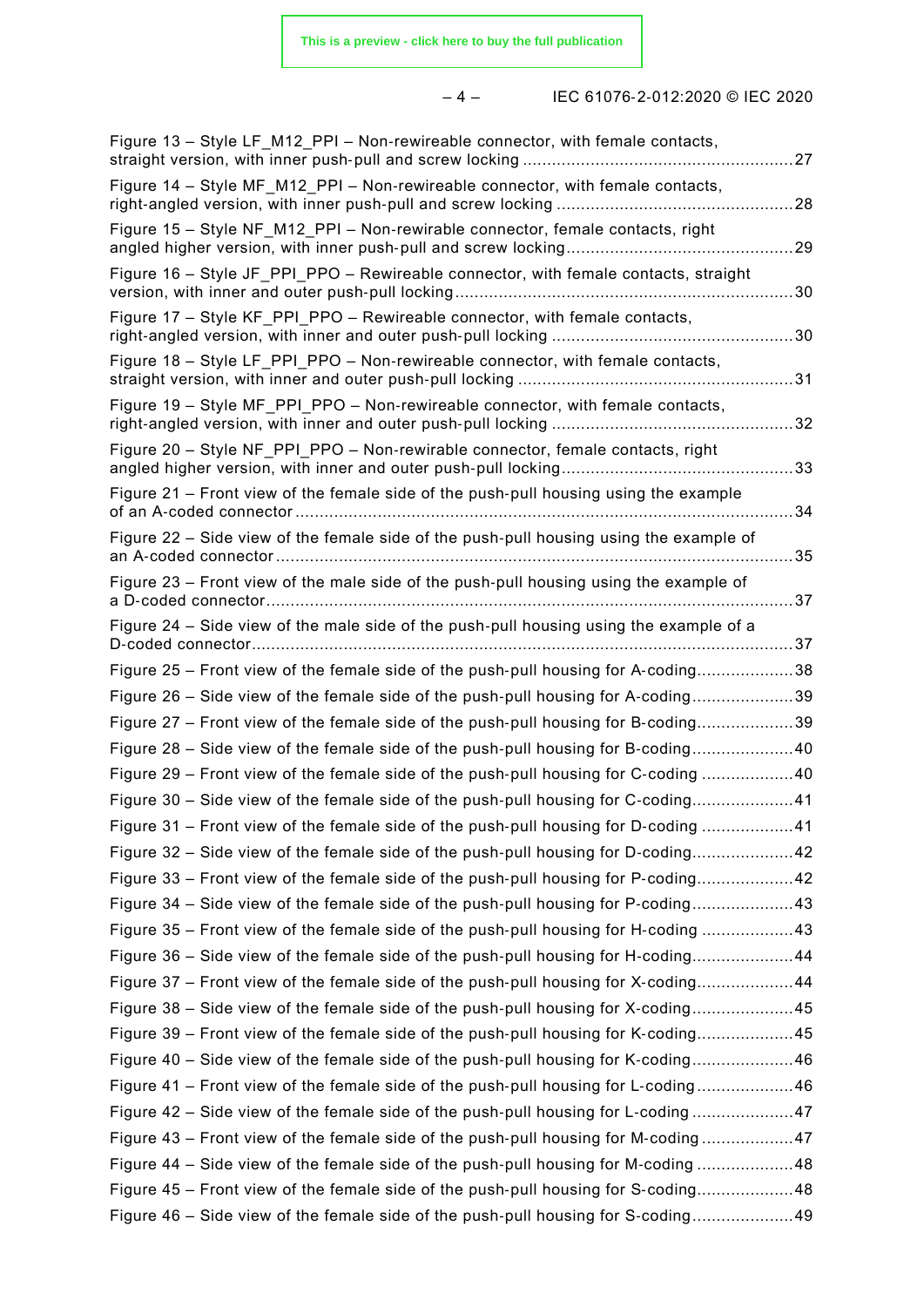Figure 13 – Style LF_M12_PPI – Non-rewireable connector, with female contacts, straight version, with inner push-pull and screw locking ........................................................27

Figure 14 – Style MF_M12_PPI – Non-rewireable connector, with female contacts, right-angled version, with inner push-pull and screw locking ................................................28

Figure 15 – Style NF_M12_PPI – Non-rewirable connector, female contacts, right angled higher version, with inner push-pull and screw locking...............................................29

Figure 16 – Style JF_PPI_PPO – Rewireable connector, with female contacts, straight version, with inner and outer push-pull locking.....................................................................30

Figure 17 – Style KF_PPI_PPO – Rewireable connector, with female contacts, right-angled version, with inner and outer push-pull locking .................................................30

Figure 18 – Style LF_PPI_PPO – Non-rewireable connector, with female contacts, straight version, with inner and outer push-pull locking ........................................................31

Figure 19 – Style MF_PPI_PPO – Non-rewireable connector, with female contacts, right-angled version, with inner and outer push-pull locking .................................................32

Figure 20 – Style NF_PPI_PPO – Non-rewirable connector, female contacts, right angled higher version, with inner and outer push-pull locking...............................................33

Figure 21 – Front view of the female side of the push-pull housing using the example of an A-coded connector ......................................................................................................34

Figure 22 – Side view of the female side of the push-pull housing using the example of an A-coded connector ..........................................................................................................35

Figure 23 – Front view of the male side of the push-pull housing using the example of a D-coded connector............................................................................................................37

Figure 24 – Side view of the male side of the push-pull housing using the example of a D-coded connector...............................................................................................................37

Figure 25 – Front view of the female side of the push-pull housing for A-coding....................38

Figure 26 – Side view of the female side of the push-pull housing for A-coding.....................39

Figure 27 – Front view of the female side of the push-pull housing for B-coding....................39

Figure 28 – Side view of the female side of the push-pull housing for B-coding.....................40

Figure 29 – Front view of the female side of the push-pull housing for C-coding ...................40

Figure 30 – Side view of the female side of the push-pull housing for C-coding.....................41

Figure 31 – Front view of the female side of the push-pull housing for D-coding ...................41

Figure 32 – Side view of the female side of the push-pull housing for D-coding.....................42

Figure 33 – Front view of the female side of the push-pull housing for P-coding....................42

Figure 34 – Side view of the female side of the push-pull housing for P-coding.....................43

Figure 35 – Front view of the female side of the push-pull housing for H-coding ...................43

Figure 36 – Side view of the female side of the push-pull housing for H-coding.....................44

Figure 37 – Front view of the female side of the push-pull housing for X-coding....................44

Figure 38 – Side view of the female side of the push-pull housing for X-coding.....................45

Figure 39 – Front view of the female side of the push-pull housing for K-coding....................45

Figure 40 – Side view of the female side of the push-pull housing for K-coding.....................46

Figure 41 – Front view of the female side of the push-pull housing for L-coding....................46

Figure 42 – Side view of the female side of the push-pull housing for L-coding .....................47

Figure 43 – Front view of the female side of the push-pull housing for M-coding ...................47

Figure 44 – Side view of the female side of the push-pull housing for M-coding ....................48

Figure 45 – Front view of the female side of the push-pull housing for S-coding....................48

Figure 46 – Side view of the female side of the push-pull housing for S-coding.....................49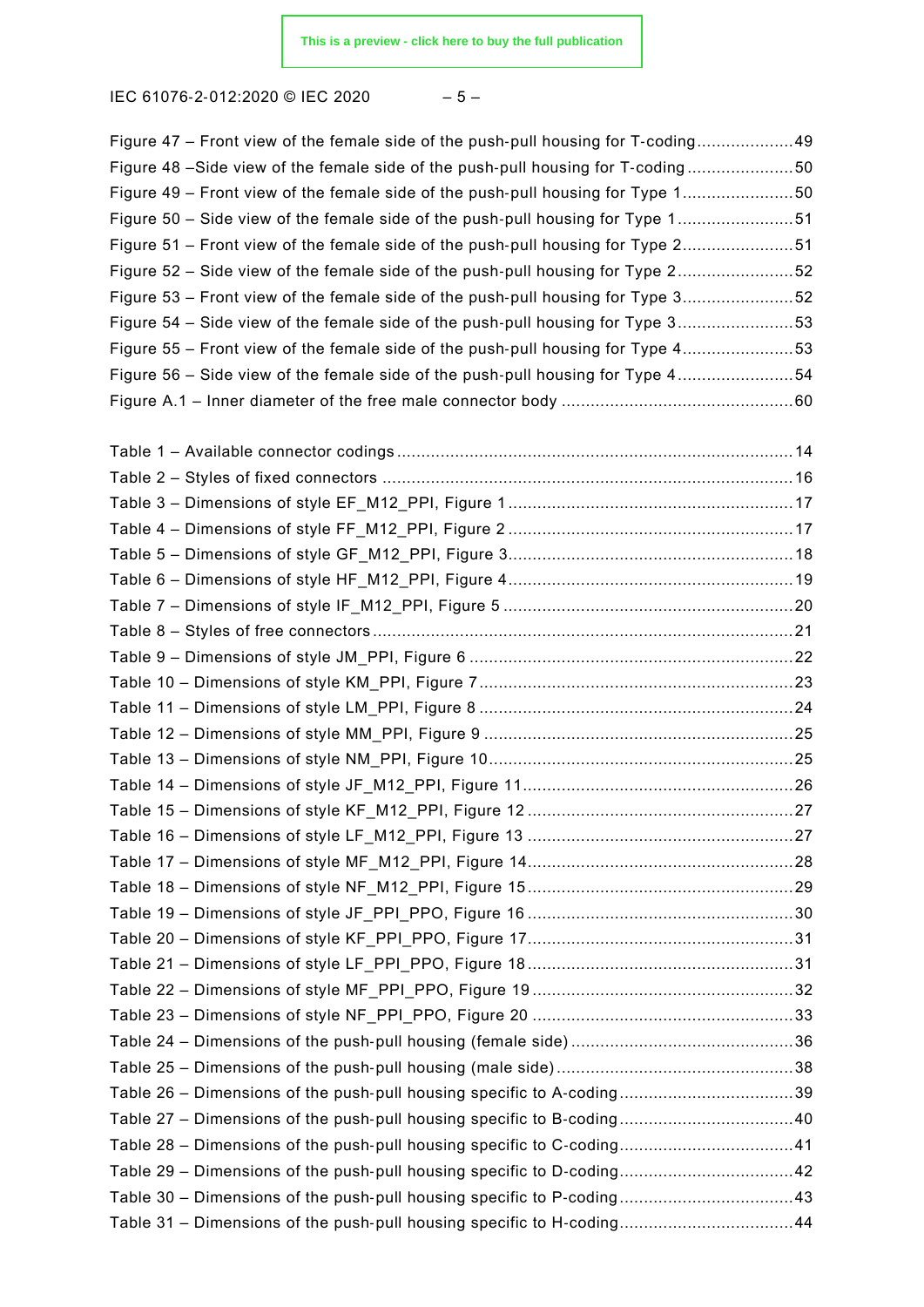Figure 47 – Front view of the female side of the push-pull housing for T-coding....................49
Figure 48 –Side view of the female side of the push-pull housing for T-coding......................50
Figure 49 – Front view of the female side of the push-pull housing for Type 1.......................50
Figure 50 – Side view of the female side of the push-pull housing for Type 1........................51
Figure 51 – Front view of the female side of the push-pull housing for Type 2.......................51
Figure 52 – Side view of the female side of the push-pull housing for Type 2........................52
Figure 53 – Front view of the female side of the push-pull housing for Type 3.......................52
Figure 54 – Side view of the female side of the push-pull housing for Type 3........................53
Figure 55 – Front view of the female side of the push-pull housing for Type 4.......................53
Figure 56 – Side view of the female side of the push-pull housing for Type 4........................54
Figure A.1 – Inner diameter of the free male connector body ...............................................60

Table 1 – Available connector codings.................................................................................14
Table 2 – Styles of fixed connectors ....................................................................................16
Table 3 – Dimensions of style EF_M12_PPI, Figure 1...........................................................17
Table 4 – Dimensions of style FF_M12_PPI, Figure 2...........................................................17
Table 5 – Dimensions of style GF_M12_PPI, Figure 3...........................................................18
Table 6 – Dimensions of style HF_M12_PPI, Figure 4...........................................................19
Table 7 – Dimensions of style IF_M12_PPI, Figure 5 ............................................................20
Table 8 – Styles of free connectors......................................................................................21
Table 9 – Dimensions of style JM_PPI, Figure 6 ...................................................................22
Table 10 – Dimensions of style KM_PPI, Figure 7.................................................................23
Table 11 – Dimensions of style LM_PPI, Figure 8 .................................................................24
Table 12 – Dimensions of style MM_PPI, Figure 9 ................................................................25
Table 13 – Dimensions of style NM_PPI, Figure 10...............................................................25
Table 14 – Dimensions of style JF_M12_PPI, Figure 11........................................................26
Table 15 – Dimensions of style KF_M12_PPI, Figure 12 .......................................................27
Table 16 – Dimensions of style LF_M12_PPI, Figure 13 .......................................................27
Table 17 – Dimensions of style MF_M12_PPI, Figure 14.......................................................28
Table 18 – Dimensions of style NF_M12_PPI, Figure 15.......................................................29
Table 19 – Dimensions of style JF_PPI_PPO, Figure 16 .......................................................30
Table 20 – Dimensions of style KF_PPI_PPO, Figure 17.......................................................31
Table 21 – Dimensions of style LF_PPI_PPO, Figure 18.......................................................31
Table 22 – Dimensions of style MF_PPI_PPO, Figure 19......................................................32
Table 23 – Dimensions of style NF_PPI_PPO, Figure 20 ......................................................33
Table 24 – Dimensions of the push-pull housing (female side) ..............................................36
Table 25 – Dimensions of the push-pull housing (male side).................................................38
Table 26 – Dimensions of the push-pull housing specific to A-coding....................................39
Table 27 – Dimensions of the push-pull housing specific to B-coding....................................40
Table 28 – Dimensions of the push-pull housing specific to C-coding....................................41
Table 29 – Dimensions of the push-pull housing specific to D-coding....................................42
Table 30 – Dimensions of the push-pull housing specific to P-coding....................................43
Table 31 – Dimensions of the push-pull housing specific to H-coding....................................44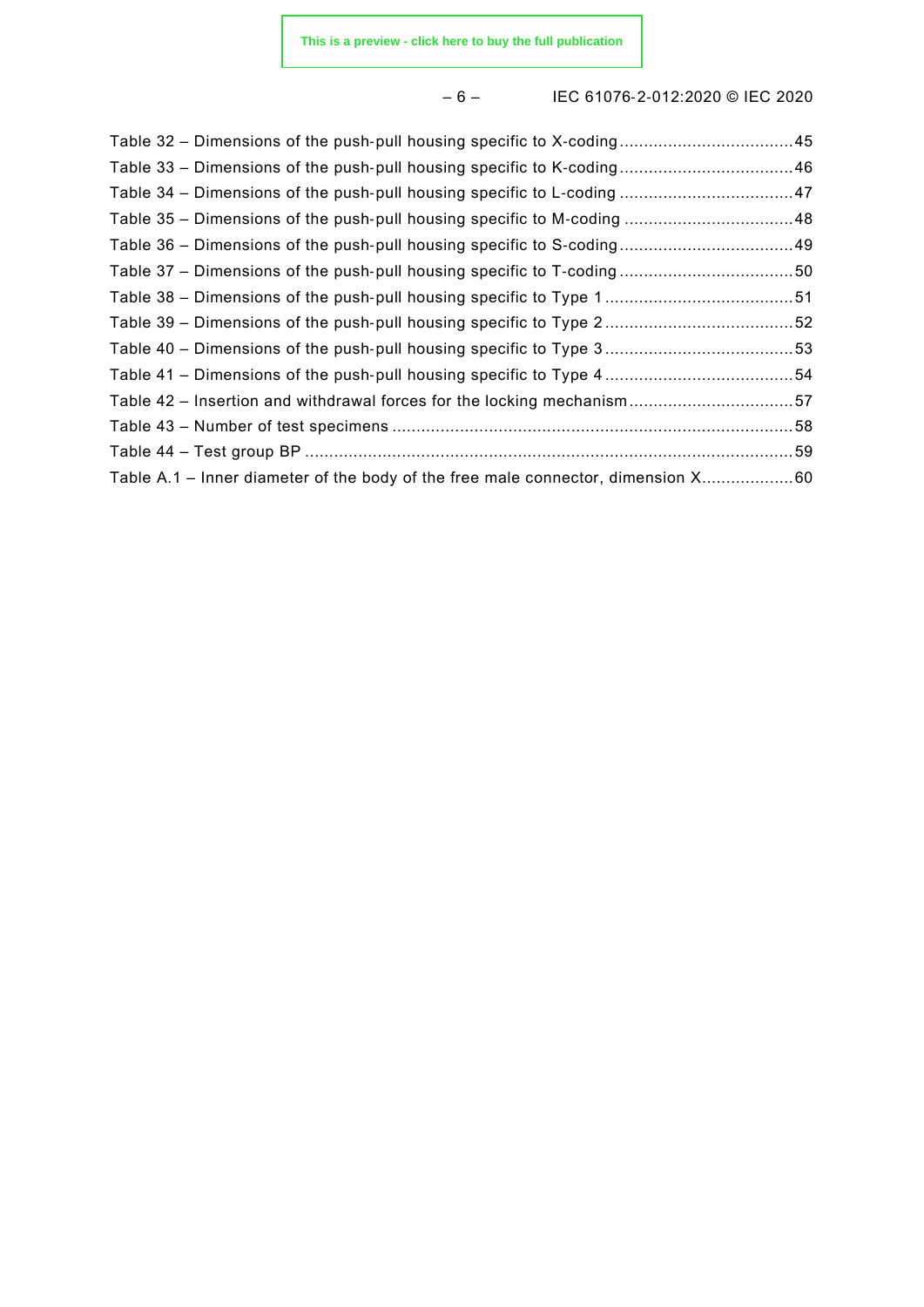Table 32 – Dimensions of the push-pull housing specific to X-coding ....................................45
Table 33 – Dimensions of the push-pull housing specific to K-coding ....................................46
Table 34 – Dimensions of the push-pull housing specific to L-coding ....................................47
Table 35 – Dimensions of the push-pull housing specific to M-coding ...................................48
Table 36 – Dimensions of the push-pull housing specific to S-coding ....................................49
Table 37 – Dimensions of the push-pull housing specific to T-coding ....................................50
Table 38 – Dimensions of the push-pull housing specific to Type 1 .......................................51
Table 39 – Dimensions of the push-pull housing specific to Type 2 .......................................52
Table 40 – Dimensions of the push-pull housing specific to Type 3 .......................................53
Table 41 – Dimensions of the push-pull housing specific to Type 4 .......................................54
Table 42 – Insertion and withdrawal forces for the locking mechanism ..................................57
Table 43 – Number of test specimens ...................................................................................58
Table 44 – Test group BP .....................................................................................................59
Table A.1 – Inner diameter of the body of the free male connector, dimension X...................60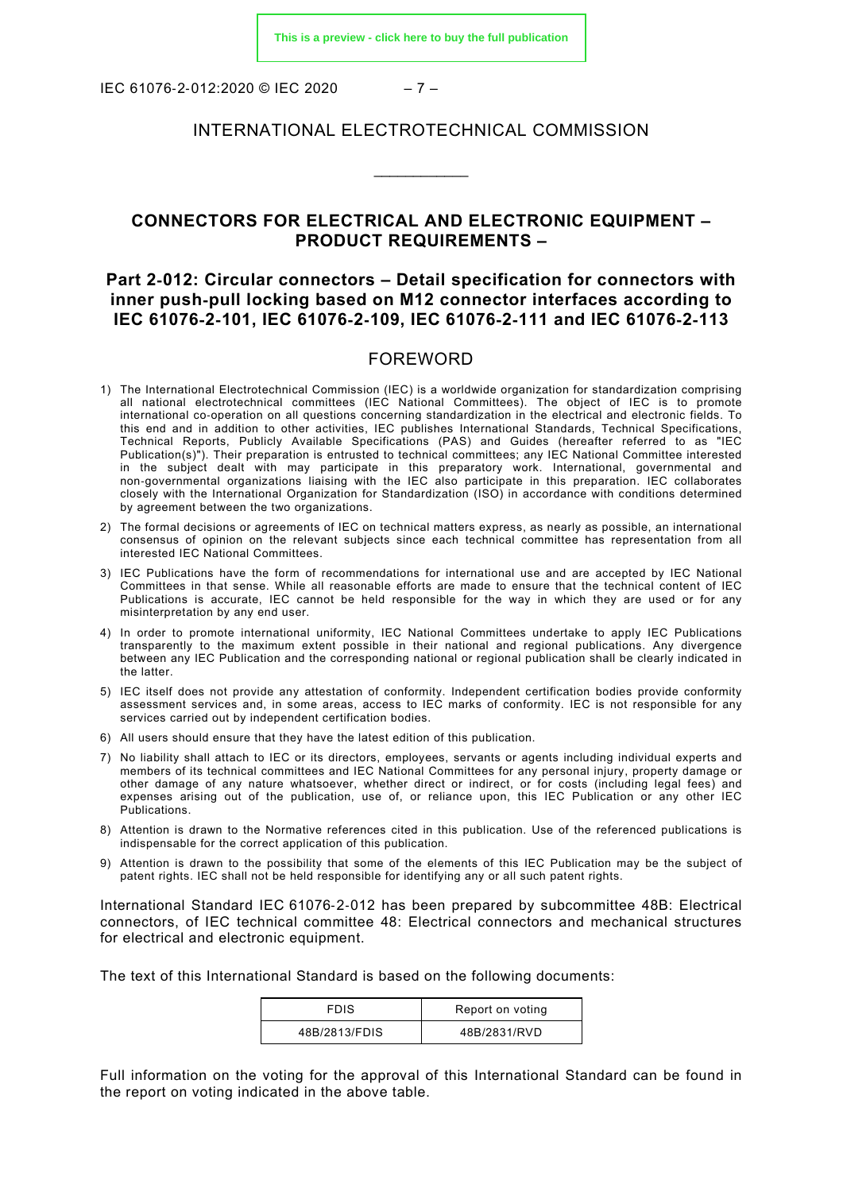INTERNATIONAL ELECTROTECHNICAL COMMISSION

\_\_\_\_\_\_\_\_\_\_\_\_

# CONNECTORS FOR ELECTRICAL AND ELECTRONIC EQUIPMENT – PRODUCT REQUIREMENTS –

## Part 2-012: Circular connectors – Detail specification for connectors with inner push-pull locking based on M12 connector interfaces according to IEC 61076-2-101, IEC 61076-2-109, IEC 61076-2-111 and IEC 61076-2-113

## FOREWORD

1) The International Electrotechnical Commission (IEC) is a worldwide organization for standardization comprising all national electrotechnical committees (IEC National Committees). The object of IEC is to promote international co-operation on all questions concerning standardization in the electrical and electronic fields. To this end and in addition to other activities, IEC publishes International Standards, Technical Specifications, Technical Reports, Publicly Available Specifications (PAS) and Guides (hereafter referred to as "IEC Publication(s)"). Their preparation is entrusted to technical committees; any IEC National Committee interested in the subject dealt with may participate in this preparatory work. International, governmental and non-governmental organizations liaising with the IEC also participate in this preparation. IEC collaborates closely with the International Organization for Standardization (ISO) in accordance with conditions determined by agreement between the two organizations.
2) The formal decisions or agreements of IEC on technical matters express, as nearly as possible, an international consensus of opinion on the relevant subjects since each technical committee has representation from all interested IEC National Committees.
3) IEC Publications have the form of recommendations for international use and are accepted by IEC National Committees in that sense. While all reasonable efforts are made to ensure that the technical content of IEC Publications is accurate, IEC cannot be held responsible for the way in which they are used or for any misinterpretation by any end user.
4) In order to promote international uniformity, IEC National Committees undertake to apply IEC Publications transparently to the maximum extent possible in their national and regional publications. Any divergence between any IEC Publication and the corresponding national or regional publication shall be clearly indicated in the latter.
5) IEC itself does not provide any attestation of conformity. Independent certification bodies provide conformity assessment services and, in some areas, access to IEC marks of conformity. IEC is not responsible for any services carried out by independent certification bodies.
6) All users should ensure that they have the latest edition of this publication.
7) No liability shall attach to IEC or its directors, employees, servants or agents including individual experts and members of its technical committees and IEC National Committees for any personal injury, property damage or other damage of any nature whatsoever, whether direct or indirect, or for costs (including legal fees) and expenses arising out of the publication, use of, or reliance upon, this IEC Publication or any other IEC Publications.
8) Attention is drawn to the Normative references cited in this publication. Use of the referenced publications is indispensable for the correct application of this publication.
9) Attention is drawn to the possibility that some of the elements of this IEC Publication may be the subject of patent rights. IEC shall not be held responsible for identifying any or all such patent rights.

International Standard IEC 61076-2-012 has been prepared by subcommittee 48B: Electrical connectors, of IEC technical committee 48: Electrical connectors and mechanical structures for electrical and electronic equipment.

The text of this International Standard is based on the following documents:

| FDIS | Report on voting |
|---|---|
| 48B/2813/FDIS | 48B/2831/RVD |

Full information on the voting for the approval of this International Standard can be found in the report on voting indicated in the above table.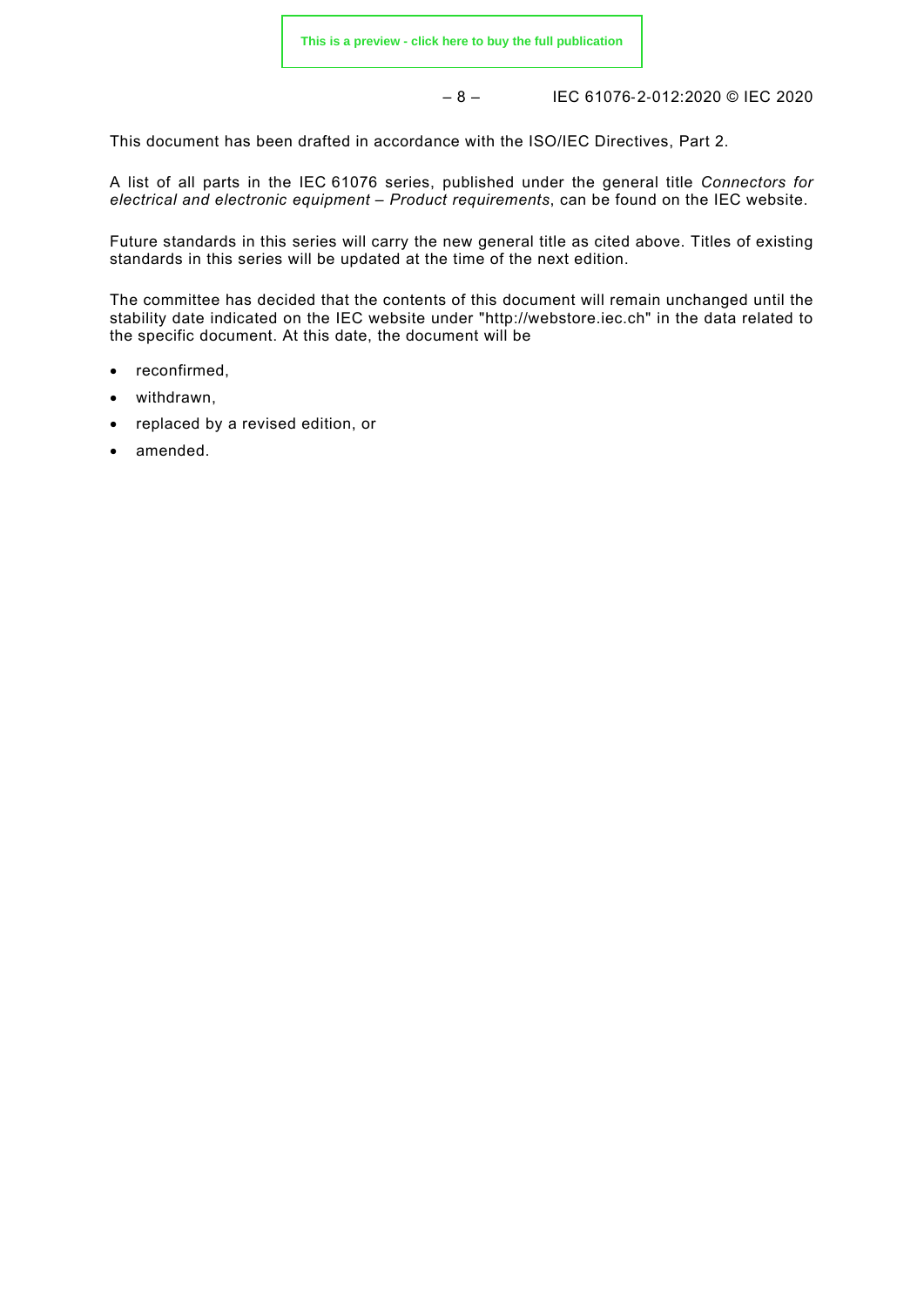This document has been drafted in accordance with the ISO/IEC Directives, Part 2.

A list of all parts in the IEC 61076 series, published under the general title *Connectors for electrical and electronic equipment – Product requirements*, can be found on the IEC website.

Future standards in this series will carry the new general title as cited above. Titles of existing standards in this series will be updated at the time of the next edition.

The committee has decided that the contents of this document will remain unchanged until the stability date indicated on the IEC website under "http://webstore.iec.ch" in the data related to the specific document. At this date, the document will be

- reconfirmed,
- withdrawn,
- replaced by a revised edition, or
- amended.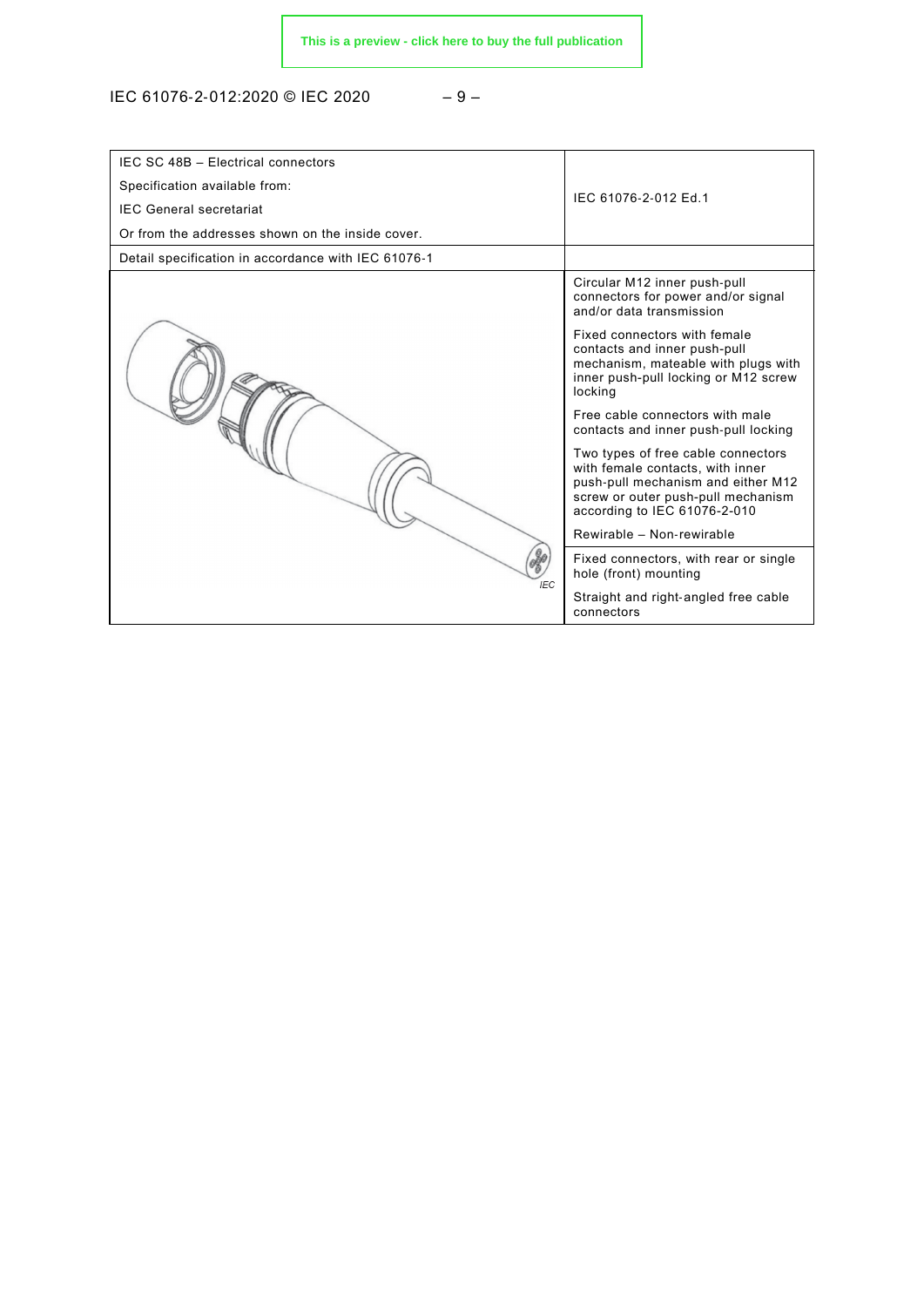| IEC SC 48B – Electrical connectors<br>Specification available from:<br>IEC General secretariat<br>Or from the addresses shown on the inside cover. | IEC 61076-2-012 Ed.1 |
|---|---|
| Detail specification in accordance with IEC 61076-1 | |
| IEC | Circular M12 inner push-pull connectors for power and/or signal and/or data transmission<br><br>Fixed connectors with female contacts and inner push-pull mechanism, mateable with plugs with inner push-pull locking or M12 screw locking<br><br>Free cable connectors with male contacts and inner push-pull locking<br><br>Two types of free cable connectors with female contacts, with inner push-pull mechanism and either M12 screw or outer push-pull mechanism according to IEC 61076-2-010<br><br>Rewirable – Non-rewirable |
| | Fixed connectors, with rear or single hole (front) mounting<br><br>Straight and right-angled free cable connectors |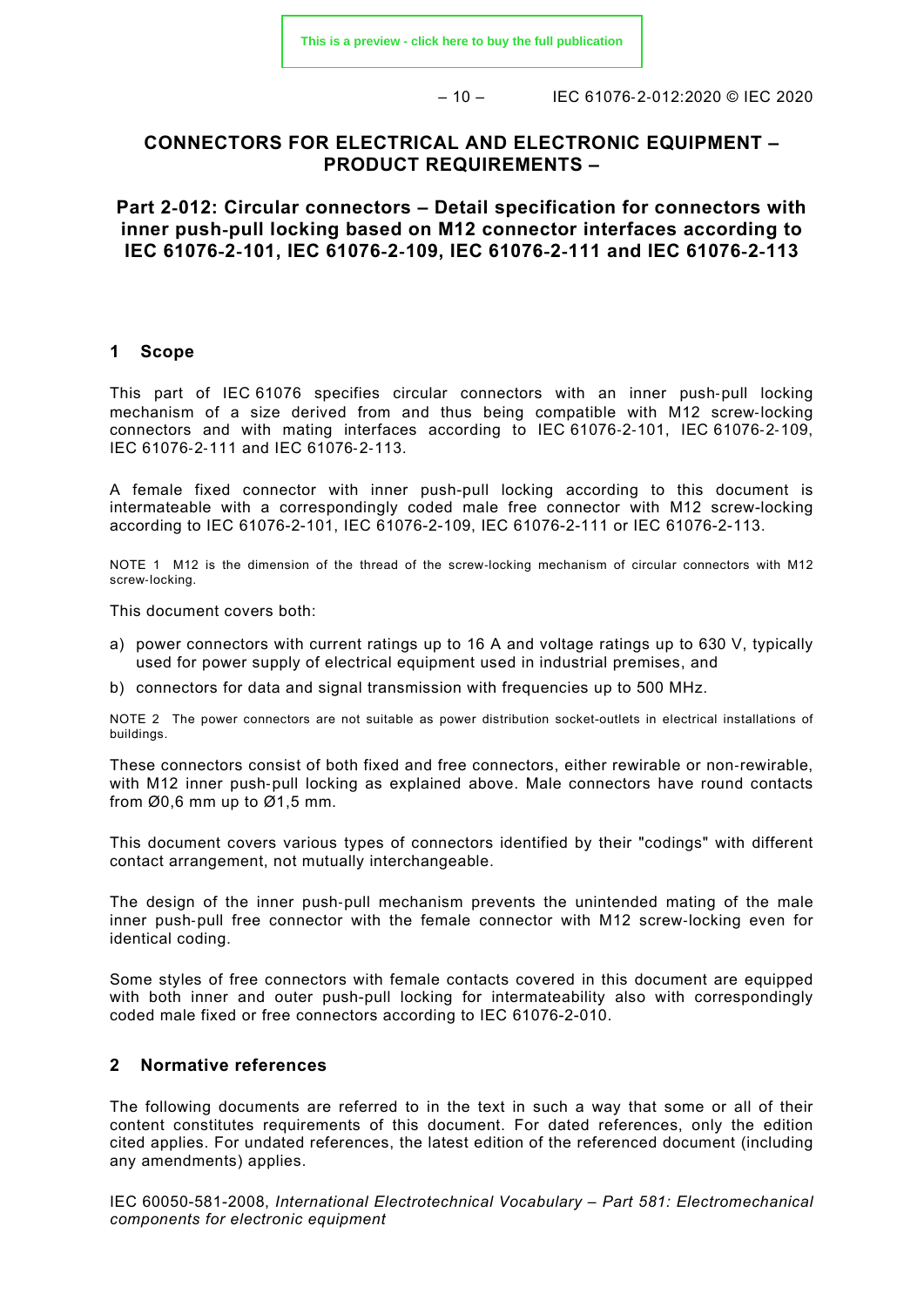# CONNECTORS FOR ELECTRICAL AND ELECTRONIC EQUIPMENT – PRODUCT REQUIREMENTS –

## Part 2-012: Circular connectors – Detail specification for connectors with inner push-pull locking based on M12 connector interfaces according to IEC 61076-2-101, IEC 61076-2-109, IEC 61076-2-111 and IEC 61076-2-113

## 1 Scope

This part of IEC 61076 specifies circular connectors with an inner push-pull locking mechanism of a size derived from and thus being compatible with M12 screw-locking connectors and with mating interfaces according to IEC 61076-2-101, IEC 61076-2-109, IEC 61076-2-111 and IEC 61076-2-113.

A female fixed connector with inner push-pull locking according to this document is intermateable with a correspondingly coded male free connector with M12 screw-locking according to IEC 61076-2-101, IEC 61076-2-109, IEC 61076-2-111 or IEC 61076-2-113.

NOTE 1 M12 is the dimension of the thread of the screw-locking mechanism of circular connectors with M12 screw-locking.

This document covers both:

a) power connectors with current ratings up to 16 A and voltage ratings up to 630 V, typically used for power supply of electrical equipment used in industrial premises, and
b) connectors for data and signal transmission with frequencies up to 500 MHz.

NOTE 2 The power connectors are not suitable as power distribution socket-outlets in electrical installations of buildings.

These connectors consist of both fixed and free connectors, either rewirable or non-rewirable, with M12 inner push-pull locking as explained above. Male connectors have round contacts from Ø0,6 mm up to Ø1,5 mm.

This document covers various types of connectors identified by their "codings" with different contact arrangement, not mutually interchangeable.

The design of the inner push-pull mechanism prevents the unintended mating of the male inner push-pull free connector with the female connector with M12 screw-locking even for identical coding.

Some styles of free connectors with female contacts covered in this document are equipped with both inner and outer push-pull locking for intermateability also with correspondingly coded male fixed or free connectors according to IEC 61076-2-010.

## 2 Normative references

The following documents are referred to in the text in such a way that some or all of their content constitutes requirements of this document. For dated references, only the edition cited applies. For undated references, the latest edition of the referenced document (including any amendments) applies.

IEC 60050-581-2008, *International Electrotechnical Vocabulary – Part 581: Electromechanical components for electronic equipment*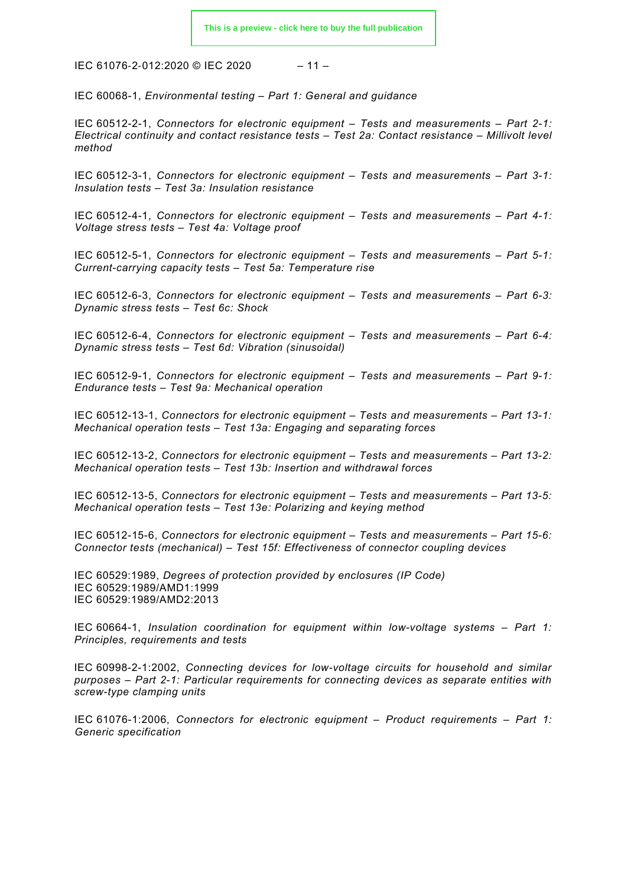IEC 60068-1, *Environmental testing – Part 1: General and guidance*

IEC 60512-2-1, *Connectors for electronic equipment – Tests and measurements – Part 2-1: Electrical continuity and contact resistance tests – Test 2a: Contact resistance – Millivolt level method*

IEC 60512-3-1, *Connectors for electronic equipment – Tests and measurements – Part 3-1: Insulation tests – Test 3a: Insulation resistance*

IEC 60512-4-1, *Connectors for electronic equipment – Tests and measurements – Part 4-1: Voltage stress tests – Test 4a: Voltage proof*

IEC 60512-5-1, *Connectors for electronic equipment – Tests and measurements – Part 5-1: Current-carrying capacity tests – Test 5a: Temperature rise*

IEC 60512-6-3, *Connectors for electronic equipment – Tests and measurements – Part 6-3: Dynamic stress tests – Test 6c: Shock*

IEC 60512-6-4, *Connectors for electronic equipment – Tests and measurements – Part 6-4: Dynamic stress tests – Test 6d: Vibration (sinusoidal)*

IEC 60512-9-1, *Connectors for electronic equipment – Tests and measurements – Part 9-1: Endurance tests – Test 9a: Mechanical operation*

IEC 60512-13-1, *Connectors for electronic equipment – Tests and measurements – Part 13-1: Mechanical operation tests – Test 13a: Engaging and separating forces*

IEC 60512-13-2, *Connectors for electronic equipment – Tests and measurements – Part 13-2: Mechanical operation tests – Test 13b: Insertion and withdrawal forces*

IEC 60512-13-5, *Connectors for electronic equipment – Tests and measurements – Part 13-5: Mechanical operation tests – Test 13e: Polarizing and keying method*

IEC 60512-15-6, *Connectors for electronic equipment – Tests and measurements – Part 15-6: Connector tests (mechanical) – Test 15f: Effectiveness of connector coupling devices*

IEC 60529:1989, *Degrees of protection provided by enclosures (IP Code)*
IEC 60529:1989/AMD1:1999
IEC 60529:1989/AMD2:2013

IEC 60664-1, *Insulation coordination for equipment within low-voltage systems – Part 1: Principles, requirements and tests*

IEC 60998-2-1:2002, *Connecting devices for low-voltage circuits for household and similar purposes – Part 2-1: Particular requirements for connecting devices as separate entities with screw-type clamping units*

IEC 61076-1:2006, *Connectors for electronic equipment – Product requirements – Part 1: Generic specification*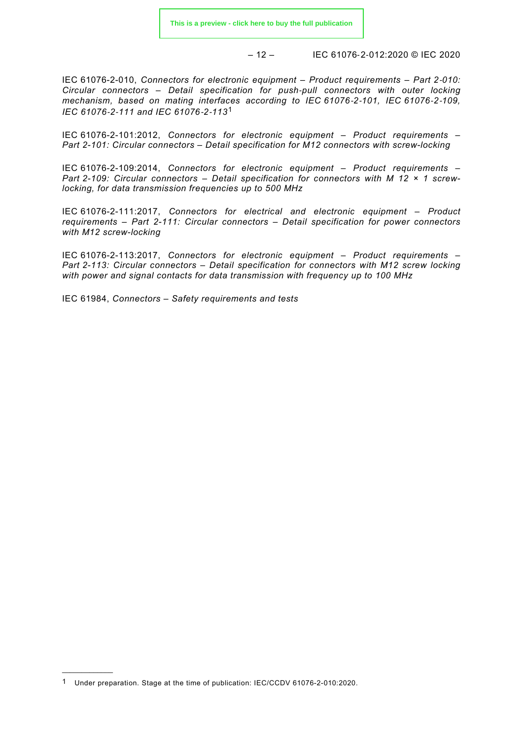IEC 61076-2-010, *Connectors for electronic equipment – Product requirements – Part 2-010: Circular connectors – Detail specification for push-pull connectors with outer locking mechanism, based on mating interfaces according to IEC 61076-2-101, IEC 61076-2-109, IEC 61076-2-111 and IEC 61076-2-113*[1]

IEC 61076-2-101:2012, *Connectors for electronic equipment – Product requirements – Part 2-101: Circular connectors – Detail specification for M12 connectors with screw-locking*

IEC 61076-2-109:2014, *Connectors for electronic equipment – Product requirements – Part 2-109: Circular connectors – Detail specification for connectors with M 12 × 1 screw-locking, for data transmission frequencies up to 500 MHz*

IEC 61076-2-111:2017, *Connectors for electrical and electronic equipment – Product requirements – Part 2-111: Circular connectors – Detail specification for power connectors with M12 screw-locking*

IEC 61076-2-113:2017, *Connectors for electronic equipment – Product requirements – Part 2-113: Circular connectors – Detail specification for connectors with M12 screw locking with power and signal contacts for data transmission with frequency up to 100 MHz*

IEC 61984, *Connectors – Safety requirements and tests*

---

[1] Under preparation. Stage at the time of publication: IEC/CCDV 61076-2-010:2020.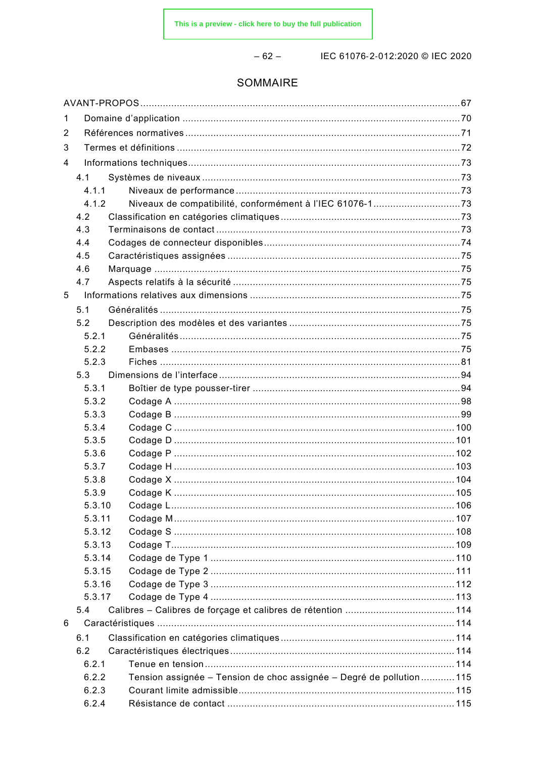# SOMMAIRE

AVANT-PROPOS ..... 67

1 Domaine d'application ..... 70

2 Références normatives ..... 71

3 Termes et définitions ..... 72

4 Informations techniques ..... 73

- 4.1 Systèmes de niveaux ..... 73
  - 4.1.1 Niveaux de performance ..... 73
  - 4.1.2 Niveaux de compatibilité, conformément à l'IEC 61076-1 ..... 73
- 4.2 Classification en catégories climatiques ..... 73
- 4.3 Terminaisons de contact ..... 73
- 4.4 Codages de connecteur disponibles ..... 74
- 4.5 Caractéristiques assignées ..... 75
- 4.6 Marquage ..... 75
- 4.7 Aspects relatifs à la sécurité ..... 75

5 Informations relatives aux dimensions ..... 75

- 5.1 Généralités ..... 75
- 5.2 Description des modèles et des variantes ..... 75
  - 5.2.1 Généralités ..... 75
  - 5.2.2 Embases ..... 75
  - 5.2.3 Fiches ..... 81
- 5.3 Dimensions de l'interface ..... 94
  - 5.3.1 Boîtier de type pousser-tirer ..... 94
  - 5.3.2 Codage A ..... 98
  - 5.3.3 Codage B ..... 99
  - 5.3.4 Codage C ..... 100
  - 5.3.5 Codage D ..... 101
  - 5.3.6 Codage P ..... 102
  - 5.3.7 Codage H ..... 103
  - 5.3.8 Codage X ..... 104
  - 5.3.9 Codage K ..... 105
  - 5.3.10 Codage L ..... 106
  - 5.3.11 Codage M ..... 107
  - 5.3.12 Codage S ..... 108
  - 5.3.13 Codage T ..... 109
  - 5.3.14 Codage de Type 1 ..... 110
  - 5.3.15 Codage de Type 2 ..... 111
  - 5.3.16 Codage de Type 3 ..... 112
  - 5.3.17 Codage de Type 4 ..... 113
- 5.4 Calibres – Calibres de forçage et calibres de rétention ..... 114

6 Caractéristiques ..... 114

- 6.1 Classification en catégories climatiques ..... 114
- 6.2 Caractéristiques électriques ..... 114
  - 6.2.1 Tenue en tension ..... 114
  - 6.2.2 Tension assignée – Tension de choc assignée – Degré de pollution ..... 115
  - 6.2.3 Courant limite admissible ..... 115
  - 6.2.4 Résistance de contact ..... 115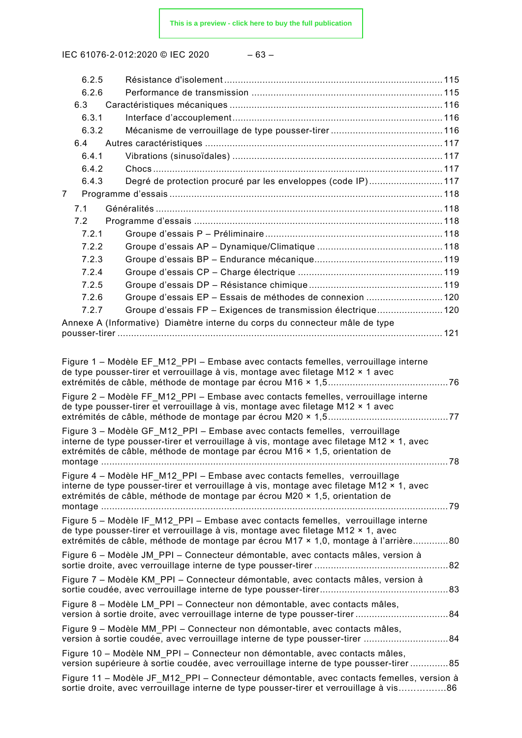6.2.5 Résistance d'isolement ................................................................................ 115

6.2.6 Performance de transmission ..................................................................... 115

6.3 Caractéristiques mécaniques ............................................................................. 116

6.3.1 Interface d’accouplement ............................................................................ 116

6.3.2 Mécanisme de verrouillage de type pousser-tirer ......................................... 116

6.4 Autres caractéristiques ...................................................................................... 117

6.4.1 Vibrations (sinusoïdales) ............................................................................. 117

6.4.2 Chocs ......................................................................................................... 117

6.4.3 Degré de protection procuré par les enveloppes (code IP) ........................... 117

7 Programme d’essais ................................................................................................... 118

7.1 Généralités ........................................................................................................ 118

7.2 Programme d’essais .......................................................................................... 118

7.2.1 Groupe d’essais P – Préliminaire ................................................................. 118

7.2.2 Groupe d’essais AP – Dynamique/Climatique .............................................. 118

7.2.3 Groupe d’essais BP – Endurance mécanique............................................... 119

7.2.4 Groupe d’essais CP – Charge électrique ..................................................... 119

7.2.5 Groupe d’essais DP – Résistance chimique ................................................. 119

7.2.6 Groupe d’essais EP – Essais de méthodes de connexion ............................ 120

7.2.7 Groupe d’essais FP – Exigences de transmission électrique........................ 120

Annexe A (Informative) Diamètre interne du corps du connecteur mâle de type pousser-tirer ...................................................................................................................... 121

Figure 1 – Modèle EF_M12_PPI – Embase avec contacts femelles, verrouillage interne de type pousser-tirer et verrouillage à vis, montage avec filetage M12 × 1 avec extrémités de câble, méthode de montage par écrou M16 × 1,5............................................76

Figure 2 – Modèle FF_M12_PPI – Embase avec contacts femelles, verrouillage interne de type pousser-tirer et verrouillage à vis, montage avec filetage M12 × 1 avec extrémités de câble, méthode de montage par écrou M20 × 1,5............................................77

Figure 3 – Modèle GF_M12_PPI – Embase avec contacts femelles, verrouillage interne de type pousser-tirer et verrouillage à vis, montage avec filetage M12 × 1, avec extrémités de câble, méthode de montage par écrou M16 × 1,5, orientation de montage ..............................................................................................................................78

Figure 4 – Modèle HF_M12_PPI – Embase avec contacts femelles, verrouillage interne de type pousser-tirer et verrouillage à vis, montage avec filetage M12 × 1, avec extrémités de câble, méthode de montage par écrou M20 × 1,5, orientation de montage ..............................................................................................................................79

Figure 5 – Modèle IF_M12_PPI – Embase avec contacts femelles, verrouillage interne de type pousser-tirer et verrouillage à vis, montage avec filetage M12 × 1, avec extrémités de câble, méthode de montage par écrou M17 × 1,0, montage à l’arrière.............80

Figure 6 – Modèle JM_PPI – Connecteur démontable, avec contacts mâles, version à sortie droite, avec verrouillage interne de type pousser-tirer ................................................82

Figure 7 – Modèle KM_PPI – Connecteur démontable, avec contacts mâles, version à sortie coudée, avec verrouillage interne de type pousser-tirer..............................................83

Figure 8 – Modèle LM_PPI – Connecteur non démontable, avec contacts mâles, version à sortie droite, avec verrouillage interne de type pousser-tirer .................................84

Figure 9 – Modèle MM_PPI – Connecteur non démontable, avec contacts mâles, version à sortie coudée, avec verrouillage interne de type pousser-tirer ..............................84

Figure 10 – Modèle NM_PPI – Connecteur non démontable, avec contacts mâles, version supérieure à sortie coudée, avec verrouillage interne de type pousser-tirer ..............85

Figure 11 – Modèle JF_M12_PPI – Connecteur démontable, avec contacts femelles, version à sortie droite, avec verrouillage interne de type pousser-tirer et verrouillage à vis................86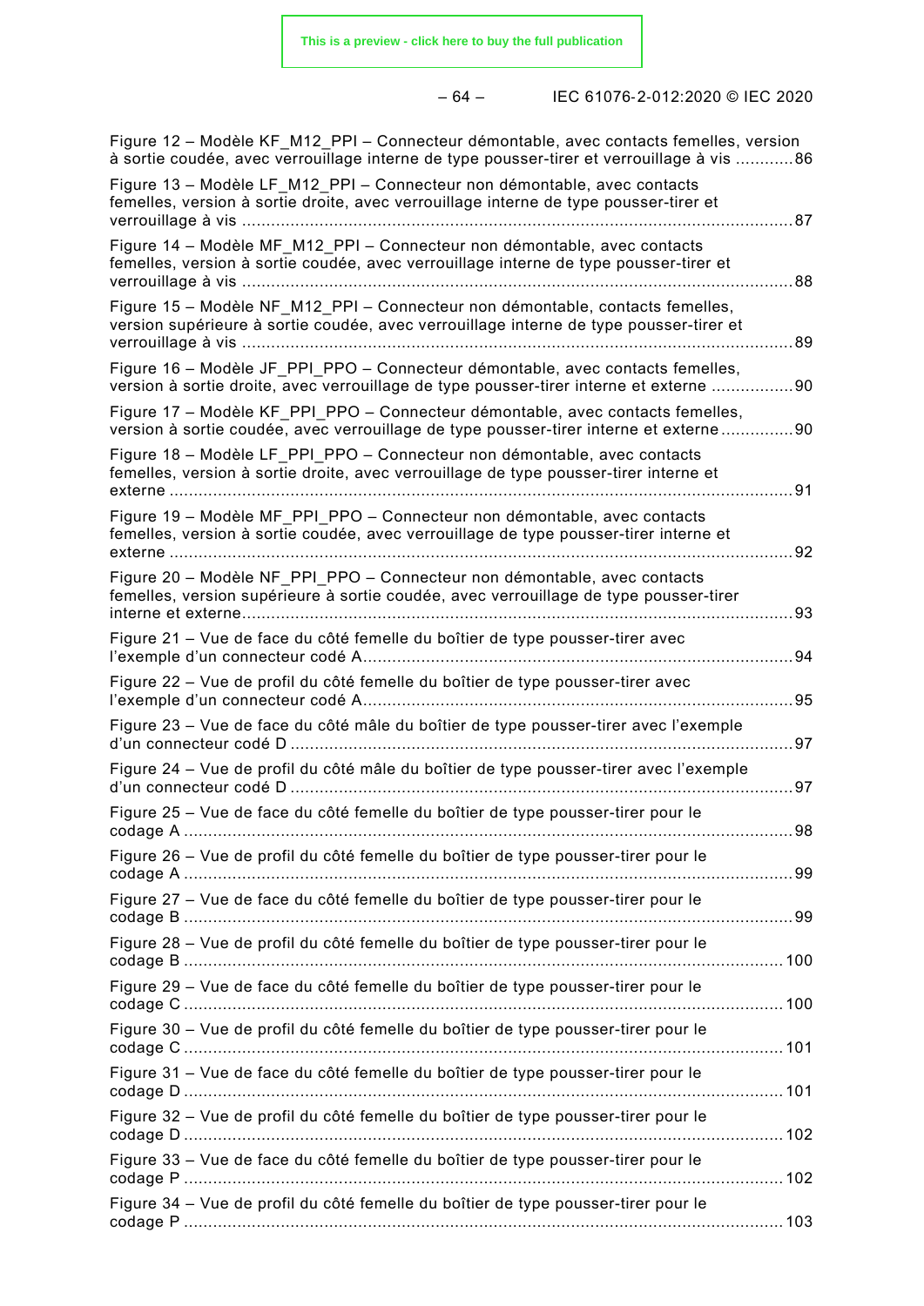Figure 12 – Modèle KF_M12_PPI – Connecteur démontable, avec contacts femelles, version à sortie coudée, avec verrouillage interne de type pousser-tirer et verrouillage à vis ............86

Figure 13 – Modèle LF_M12_PPI – Connecteur non démontable, avec contacts femelles, version à sortie droite, avec verrouillage interne de type pousser-tirer et verrouillage à vis ..................................................................................................................87

Figure 14 – Modèle MF_M12_PPI – Connecteur non démontable, avec contacts femelles, version à sortie coudée, avec verrouillage interne de type pousser-tirer et verrouillage à vis ..................................................................................................................88

Figure 15 – Modèle NF_M12_PPI – Connecteur non démontable, contacts femelles, version supérieure à sortie coudée, avec verrouillage interne de type pousser-tirer et verrouillage à vis ..................................................................................................................89

Figure 16 – Modèle JF_PPI_PPO – Connecteur démontable, avec contacts femelles, version à sortie droite, avec verrouillage de type pousser-tirer interne et externe .................90

Figure 17 – Modèle KF_PPI_PPO – Connecteur démontable, avec contacts femelles, version à sortie coudée, avec verrouillage de type pousser-tirer interne et externe ...............90

Figure 18 – Modèle LF_PPI_PPO – Connecteur non démontable, avec contacts femelles, version à sortie droite, avec verrouillage de type pousser-tirer interne et externe .................................................................................................................................91

Figure 19 – Modèle MF_PPI_PPO – Connecteur non démontable, avec contacts femelles, version à sortie coudée, avec verrouillage de type pousser-tirer interne et externe .................................................................................................................................92

Figure 20 – Modèle NF_PPI_PPO – Connecteur non démontable, avec contacts femelles, version supérieure à sortie coudée, avec verrouillage de type pousser-tirer interne et externe.................................................................................................................93

Figure 21 – Vue de face du côté femelle du boîtier de type pousser-tirer avec l'exemple d'un connecteur codé A........................................................................................94

Figure 22 – Vue de profil du côté femelle du boîtier de type pousser-tirer avec l'exemple d'un connecteur codé A........................................................................................95

Figure 23 – Vue de face du côté mâle du boîtier de type pousser-tirer avec l'exemple d'un connecteur codé D .......................................................................................................97

Figure 24 – Vue de profil du côté mâle du boîtier de type pousser-tirer avec l'exemple d'un connecteur codé D .......................................................................................................97

Figure 25 – Vue de face du côté femelle du boîtier de type pousser-tirer pour le codage A .............................................................................................................................98

Figure 26 – Vue de profil du côté femelle du boîtier de type pousser-tirer pour le codage A .............................................................................................................................99

Figure 27 – Vue de face du côté femelle du boîtier de type pousser-tirer pour le codage B .............................................................................................................................99

Figure 28 – Vue de profil du côté femelle du boîtier de type pousser-tirer pour le codage B ...........................................................................................................................100

Figure 29 – Vue de face du côté femelle du boîtier de type pousser-tirer pour le codage C ...........................................................................................................................100

Figure 30 – Vue de profil du côté femelle du boîtier de type pousser-tirer pour le codage C ...........................................................................................................................101

Figure 31 – Vue de face du côté femelle du boîtier de type pousser-tirer pour le codage D ...........................................................................................................................101

Figure 32 – Vue de profil du côté femelle du boîtier de type pousser-tirer pour le codage D ...........................................................................................................................102

Figure 33 – Vue de face du côté femelle du boîtier de type pousser-tirer pour le codage P ...........................................................................................................................102

Figure 34 – Vue de profil du côté femelle du boîtier de type pousser-tirer pour le codage P ...........................................................................................................................103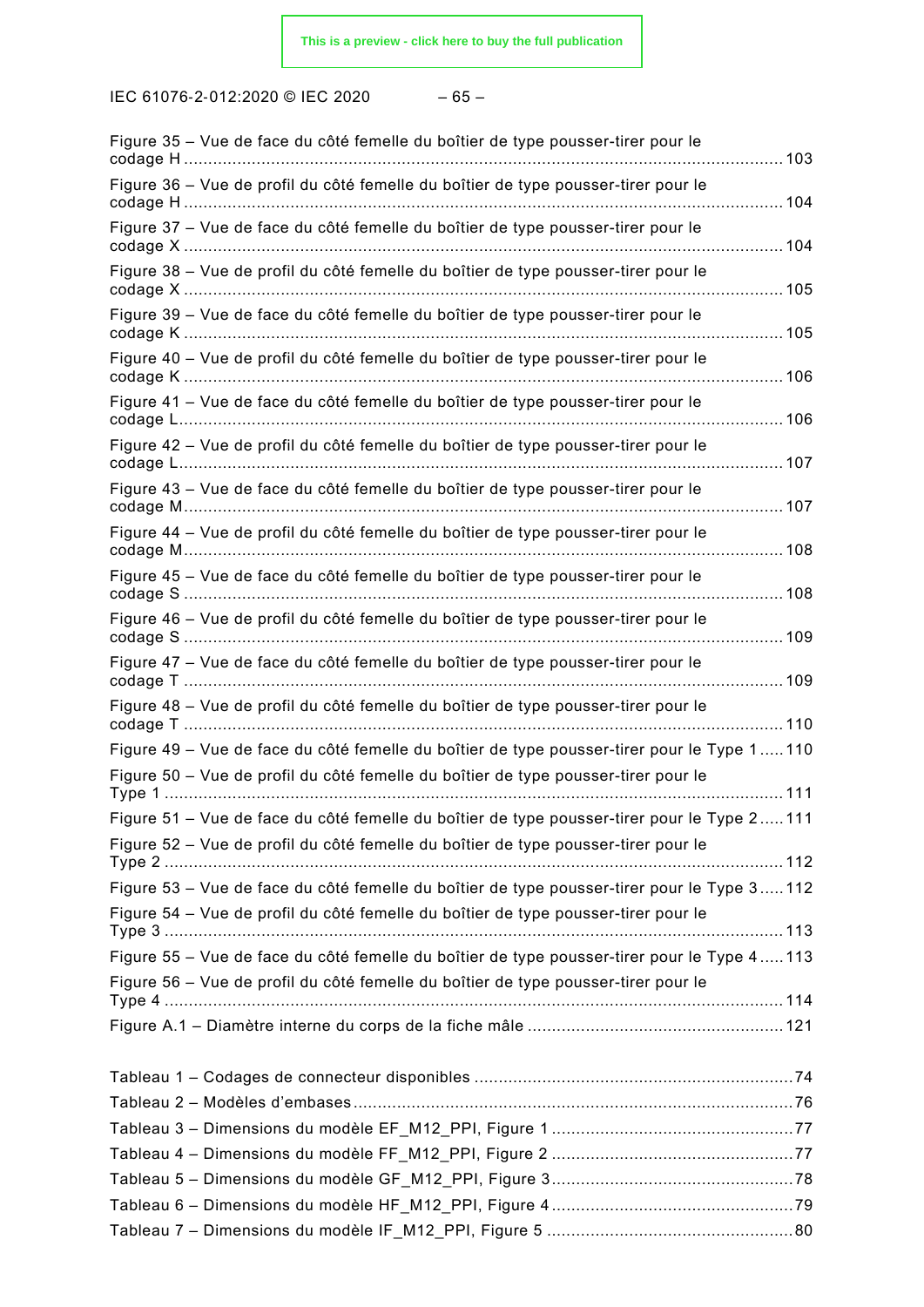Figure 35 – Vue de face du côté femelle du boîtier de type pousser-tirer pour le codage H ............ 103

Figure 36 – Vue de profil du côté femelle du boîtier de type pousser-tirer pour le codage H ............ 104

Figure 37 – Vue de face du côté femelle du boîtier de type pousser-tirer pour le codage X ............ 104

Figure 38 – Vue de profil du côté femelle du boîtier de type pousser-tirer pour le codage X ............ 105

Figure 39 – Vue de face du côté femelle du boîtier de type pousser-tirer pour le codage K ............ 105

Figure 40 – Vue de profil du côté femelle du boîtier de type pousser-tirer pour le codage K ............ 106

Figure 41 – Vue de face du côté femelle du boîtier de type pousser-tirer pour le codage L............ 106

Figure 42 – Vue de profil du côté femelle du boîtier de type pousser-tirer pour le codage L............ 107

Figure 43 – Vue de face du côté femelle du boîtier de type pousser-tirer pour le codage M............ 107

Figure 44 – Vue de profil du côté femelle du boîtier de type pousser-tirer pour le codage M............ 108

Figure 45 – Vue de face du côté femelle du boîtier de type pousser-tirer pour le codage S ............ 108

Figure 46 – Vue de profil du côté femelle du boîtier de type pousser-tirer pour le codage S ............ 109

Figure 47 – Vue de face du côté femelle du boîtier de type pousser-tirer pour le codage T ............ 109

Figure 48 – Vue de profil du côté femelle du boîtier de type pousser-tirer pour le codage T ............ 110

Figure 49 – Vue de face du côté femelle du boîtier de type pousser-tirer pour le Type 1 ..... 110

Figure 50 – Vue de profil du côté femelle du boîtier de type pousser-tirer pour le Type 1 ............ 111

Figure 51 – Vue de face du côté femelle du boîtier de type pousser-tirer pour le Type 2 ..... 111

Figure 52 – Vue de profil du côté femelle du boîtier de type pousser-tirer pour le Type 2 ............ 112

Figure 53 – Vue de face du côté femelle du boîtier de type pousser-tirer pour le Type 3 ..... 112

Figure 54 – Vue de profil du côté femelle du boîtier de type pousser-tirer pour le Type 3 ............ 113

Figure 55 – Vue de face du côté femelle du boîtier de type pousser-tirer pour le Type 4 ..... 113

Figure 56 – Vue de profil du côté femelle du boîtier de type pousser-tirer pour le Type 4 ............ 114

Figure A.1 – Diamètre interne du corps de la fiche mâle ............ 121

Tableau 1 – Codages de connecteur disponibles ............ 74

Tableau 2 – Modèles d'embases............ 76

Tableau 3 – Dimensions du modèle EF_M12_PPI, Figure 1 ............ 77

Tableau 4 – Dimensions du modèle FF_M12_PPI, Figure 2 ............ 77

Tableau 5 – Dimensions du modèle GF_M12_PPI, Figure 3............ 78

Tableau 6 – Dimensions du modèle HF_M12_PPI, Figure 4............ 79

Tableau 7 – Dimensions du modèle IF_M12_PPI, Figure 5 ............ 80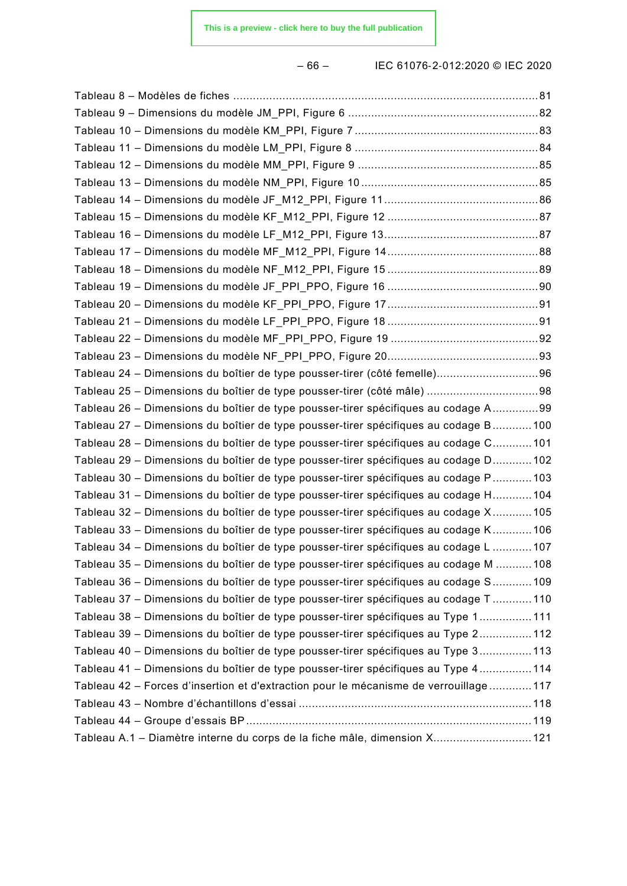Tableau 8 – Modèles de fiches ............................................................................................81
Tableau 9 – Dimensions du modèle JM_PPI, Figure 6 ..........................................................82
Tableau 10 – Dimensions du modèle KM_PPI, Figure 7 ........................................................83
Tableau 11 – Dimensions du modèle LM_PPI, Figure 8 ........................................................84
Tableau 12 – Dimensions du modèle MM_PPI, Figure 9 .......................................................85
Tableau 13 – Dimensions du modèle NM_PPI, Figure 10 ......................................................85
Tableau 14 – Dimensions du modèle JF_M12_PPI, Figure 11...............................................86
Tableau 15 – Dimensions du modèle KF_M12_PPI, Figure 12 ..............................................87
Tableau 16 – Dimensions du modèle LF_M12_PPI, Figure 13...............................................87
Tableau 17 – Dimensions du modèle MF_M12_PPI, Figure 14..............................................88
Tableau 18 – Dimensions du modèle NF_M12_PPI, Figure 15 ..............................................89
Tableau 19 – Dimensions du modèle JF_PPI_PPO, Figure 16 ..............................................90
Tableau 20 – Dimensions du modèle KF_PPI_PPO, Figure 17..............................................91
Tableau 21 – Dimensions du modèle LF_PPI_PPO, Figure 18 ..............................................91
Tableau 22 – Dimensions du modèle MF_PPI_PPO, Figure 19 .............................................92
Tableau 23 – Dimensions du modèle NF_PPI_PPO, Figure 20..............................................93
Tableau 24 – Dimensions du boîtier de type pousser-tirer (côté femelle)...............................96
Tableau 25 – Dimensions du boîtier de type pousser-tirer (côté mâle) ..................................98
Tableau 26 – Dimensions du boîtier de type pousser-tirer spécifiques au codage A ..............99
Tableau 27 – Dimensions du boîtier de type pousser-tirer spécifiques au codage B ............100
Tableau 28 – Dimensions du boîtier de type pousser-tirer spécifiques au codage C............101
Tableau 29 – Dimensions du boîtier de type pousser-tirer spécifiques au codage D............102
Tableau 30 – Dimensions du boîtier de type pousser-tirer spécifiques au codage P ............103
Tableau 31 – Dimensions du boîtier de type pousser-tirer spécifiques au codage H............104
Tableau 32 – Dimensions du boîtier de type pousser-tirer spécifiques au codage X ............105
Tableau 33 – Dimensions du boîtier de type pousser-tirer spécifiques au codage K ............106
Tableau 34 – Dimensions du boîtier de type pousser-tirer spécifiques au codage L ............107
Tableau 35 – Dimensions du boîtier de type pousser-tirer spécifiques au codage M ...........108
Tableau 36 – Dimensions du boîtier de type pousser-tirer spécifiques au codage S ............109
Tableau 37 – Dimensions du boîtier de type pousser-tirer spécifiques au codage T ............110
Tableau 38 – Dimensions du boîtier de type pousser-tirer spécifiques au Type 1................111
Tableau 39 – Dimensions du boîtier de type pousser-tirer spécifiques au Type 2................112
Tableau 40 – Dimensions du boîtier de type pousser-tirer spécifiques au Type 3................113
Tableau 41 – Dimensions du boîtier de type pousser-tirer spécifiques au Type 4................114
Tableau 42 – Forces d'insertion et d'extraction pour le mécanisme de verrouillage .............117
Tableau 43 – Nombre d'échantillons d'essai .......................................................................118
Tableau 44 – Groupe d'essais BP.......................................................................................119
Tableau A.1 – Diamètre interne du corps de la fiche mâle, dimension X..............................121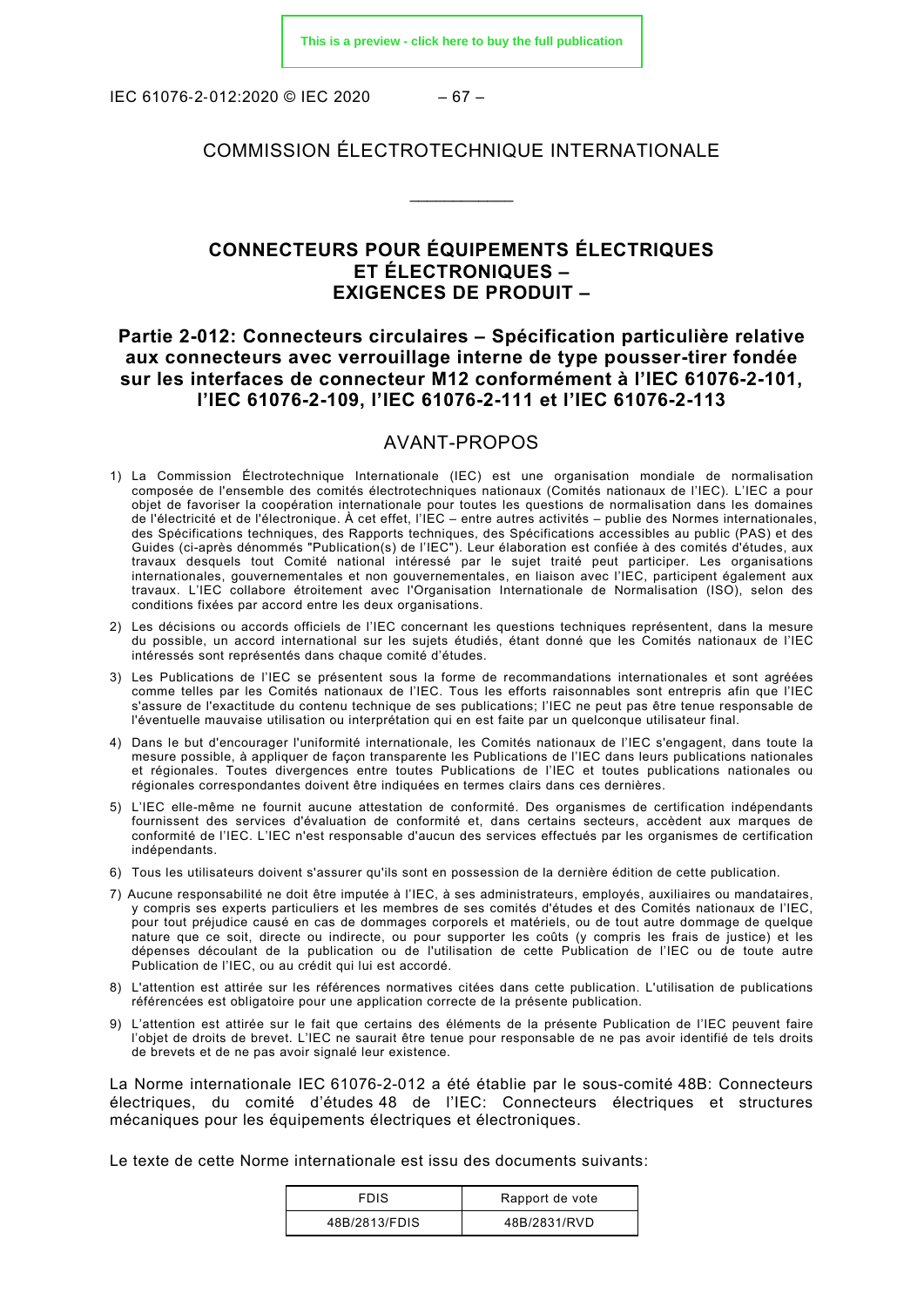# COMMISSION ÉLECTROTECHNIQUE INTERNATIONALE

\_\_\_\_\_\_\_\_\_\_\_\_

## CONNECTEURS POUR ÉQUIPEMENTS ÉLECTRIQUES ET ÉLECTRONIQUES – EXIGENCES DE PRODUIT –

## Partie 2-012: Connecteurs circulaires – Spécification particulière relative aux connecteurs avec verrouillage interne de type pousser-tirer fondée sur les interfaces de connecteur M12 conformément à l'IEC 61076-2-101, l'IEC 61076-2-109, l'IEC 61076-2-111 et l'IEC 61076-2-113

## AVANT-PROPOS

1) La Commission Électrotechnique Internationale (IEC) est une organisation mondiale de normalisation composée de l'ensemble des comités électrotechniques nationaux (Comités nationaux de l'IEC). L'IEC a pour objet de favoriser la coopération internationale pour toutes les questions de normalisation dans les domaines de l'électricité et de l'électronique. À cet effet, l'IEC – entre autres activités – publie des Normes internationales, des Spécifications techniques, des Rapports techniques, des Spécifications accessibles au public (PAS) et des Guides (ci-après dénommés "Publication(s) de l'IEC"). Leur élaboration est confiée à des comités d'études, aux travaux desquels tout Comité national intéressé par le sujet traité peut participer. Les organisations internationales, gouvernementales et non gouvernementales, en liaison avec l'IEC, participent également aux travaux. L'IEC collabore étroitement avec l'Organisation Internationale de Normalisation (ISO), selon des conditions fixées par accord entre les deux organisations.
2) Les décisions ou accords officiels de l'IEC concernant les questions techniques représentent, dans la mesure du possible, un accord international sur les sujets étudiés, étant donné que les Comités nationaux de l'IEC intéressés sont représentés dans chaque comité d'études.
3) Les Publications de l'IEC se présentent sous la forme de recommandations internationales et sont agréées comme telles par les Comités nationaux de l'IEC. Tous les efforts raisonnables sont entrepris afin que l'IEC s'assure de l'exactitude du contenu technique de ses publications; l'IEC ne peut pas être tenue responsable de l'éventuelle mauvaise utilisation ou interprétation qui en est faite par un quelconque utilisateur final.
4) Dans le but d'encourager l'uniformité internationale, les Comités nationaux de l'IEC s'engagent, dans toute la mesure possible, à appliquer de façon transparente les Publications de l'IEC dans leurs publications nationales et régionales. Toutes divergences entre toutes Publications de l'IEC et toutes publications nationales ou régionales correspondantes doivent être indiquées en termes clairs dans ces dernières.
5) L'IEC elle-même ne fournit aucune attestation de conformité. Des organismes de certification indépendants fournissent des services d'évaluation de conformité et, dans certains secteurs, accèdent aux marques de conformité de l'IEC. L'IEC n'est responsable d'aucun des services effectués par les organismes de certification indépendants.
6) Tous les utilisateurs doivent s'assurer qu'ils sont en possession de la dernière édition de cette publication.
7) Aucune responsabilité ne doit être imputée à l'IEC, à ses administrateurs, employés, auxiliaires ou mandataires, y compris ses experts particuliers et les membres de ses comités d'études et des Comités nationaux de l'IEC, pour tout préjudice causé en cas de dommages corporels et matériels, ou de tout autre dommage de quelque nature que ce soit, directe ou indirecte, ou pour supporter les coûts (y compris les frais de justice) et les dépenses découlant de la publication ou de l'utilisation de cette Publication de l'IEC ou de toute autre Publication de l'IEC, ou au crédit qui lui est accordé.
8) L'attention est attirée sur les références normatives citées dans cette publication. L'utilisation de publications référencées est obligatoire pour une application correcte de la présente publication.
9) L'attention est attirée sur le fait que certains des éléments de la présente Publication de l'IEC peuvent faire l'objet de droits de brevet. L'IEC ne saurait être tenue pour responsable de ne pas avoir identifié de tels droits de brevets et de ne pas avoir signalé leur existence.

La Norme internationale IEC 61076-2-012 a été établie par le sous-comité 48B: Connecteurs électriques, du comité d'études 48 de l'IEC: Connecteurs électriques et structures mécaniques pour les équipements électriques et électroniques.

Le texte de cette Norme internationale est issu des documents suivants:

| FDIS | Rapport de vote |
|---|---|
| 48B/2813/FDIS | 48B/2831/RVD |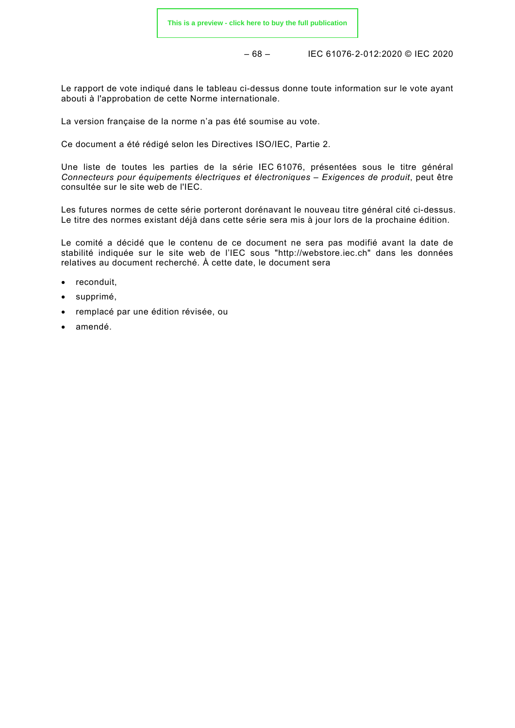Le rapport de vote indiqué dans le tableau ci-dessus donne toute information sur le vote ayant abouti à l'approbation de cette Norme internationale.

La version française de la norme n'a pas été soumise au vote.

Ce document a été rédigé selon les Directives ISO/IEC, Partie 2.

Une liste de toutes les parties de la série IEC 61076, présentées sous le titre général *Connecteurs pour équipements électriques et électroniques – Exigences de produit*, peut être consultée sur le site web de l'IEC.

Les futures normes de cette série porteront dorénavant le nouveau titre général cité ci-dessus. Le titre des normes existant déjà dans cette série sera mis à jour lors de la prochaine édition.

Le comité a décidé que le contenu de ce document ne sera pas modifié avant la date de stabilité indiquée sur le site web de l'IEC sous "http://webstore.iec.ch" dans les données relatives au document recherché. À cette date, le document sera

- reconduit,
- supprimé,
- remplacé par une édition révisée, ou
- amendé.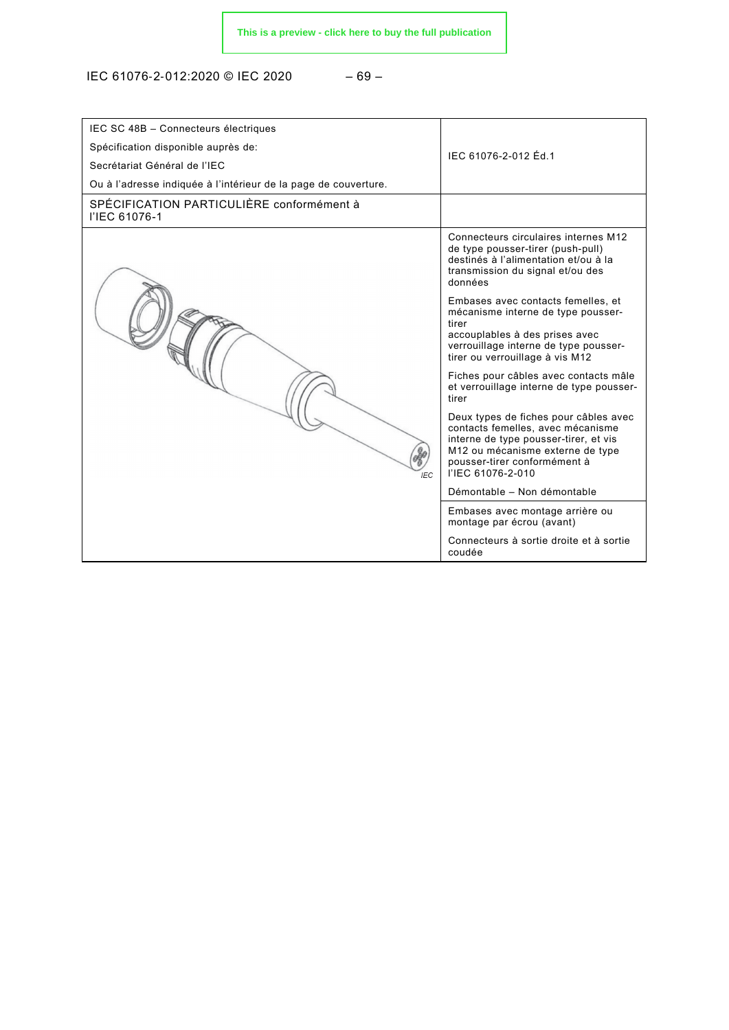| IEC SC 48B – Connecteurs électriques<br>Spécification disponible auprès de:<br>Secrétariat Général de l'IEC<br>Ou à l'adresse indiquée à l'intérieur de la page de couverture. | IEC 61076-2-012 Éd.1 |
|---|---|
| SPÉCIFICATION PARTICULIÈRE conformément à l'IEC 61076-1 | |
| IEC | Connecteurs circulaires internes M12 de type pousser-tirer (push-pull) destinés à l'alimentation et/ou à la transmission du signal et/ou des données<br><br>Embases avec contacts femelles, et mécanisme interne de type pousser-tirer accouplables à des prises avec verrouillage interne de type pousser-tirer ou verrouillage à vis M12<br><br>Fiches pour câbles avec contacts mâle et verrouillage interne de type pousser-tirer<br><br>Deux types de fiches pour câbles avec contacts femelles, avec mécanisme interne de type pousser-tirer, et vis M12 ou mécanisme externe de type pousser-tirer conformément à l'IEC 61076-2-010<br><br>Démontable – Non démontable |
| | Embases avec montage arrière ou montage par écrou (avant)<br><br>Connecteurs à sortie droite et à sortie coudée |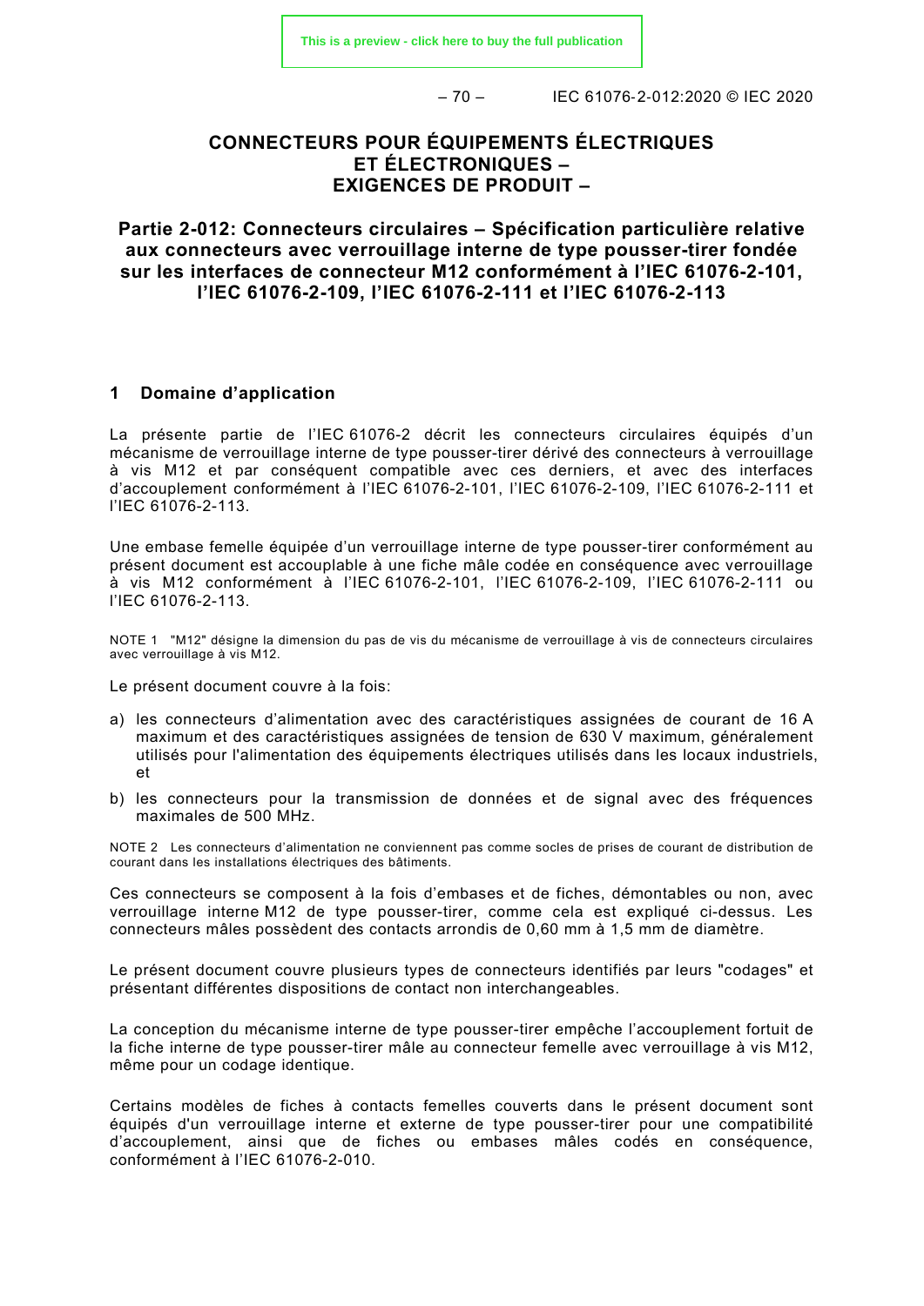# CONNECTEURS POUR ÉQUIPEMENTS ÉLECTRIQUES ET ÉLECTRONIQUES – EXIGENCES DE PRODUIT –

## Partie 2-012: Connecteurs circulaires – Spécification particulière relative aux connecteurs avec verrouillage interne de type pousser-tirer fondée sur les interfaces de connecteur M12 conformément à l'IEC 61076-2-101, l'IEC 61076-2-109, l'IEC 61076-2-111 et l'IEC 61076-2-113

## 1 Domaine d'application

La présente partie de l'IEC 61076-2 décrit les connecteurs circulaires équipés d'un mécanisme de verrouillage interne de type pousser-tirer dérivé des connecteurs à verrouillage à vis M12 et par conséquent compatible avec ces derniers, et avec des interfaces d'accouplement conformément à l'IEC 61076-2-101, l'IEC 61076-2-109, l'IEC 61076-2-111 et l'IEC 61076-2-113.

Une embase femelle équipée d'un verrouillage interne de type pousser-tirer conformément au présent document est accouplable à une fiche mâle codée en conséquence avec verrouillage à vis M12 conformément à l'IEC 61076-2-101, l'IEC 61076-2-109, l'IEC 61076-2-111 ou l'IEC 61076-2-113.

NOTE 1 "M12" désigne la dimension du pas de vis du mécanisme de verrouillage à vis de connecteurs circulaires avec verrouillage à vis M12.

Le présent document couvre à la fois:

a) les connecteurs d'alimentation avec des caractéristiques assignées de courant de 16 A maximum et des caractéristiques assignées de tension de 630 V maximum, généralement utilisés pour l'alimentation des équipements électriques utilisés dans les locaux industriels, et

b) les connecteurs pour la transmission de données et de signal avec des fréquences maximales de 500 MHz.

NOTE 2 Les connecteurs d'alimentation ne conviennent pas comme socles de prises de courant de distribution de courant dans les installations électriques des bâtiments.

Ces connecteurs se composent à la fois d'embases et de fiches, démontables ou non, avec verrouillage interne M12 de type pousser-tirer, comme cela est expliqué ci-dessus. Les connecteurs mâles possèdent des contacts arrondis de 0,60 mm à 1,5 mm de diamètre.

Le présent document couvre plusieurs types de connecteurs identifiés par leurs "codages" et présentant différentes dispositions de contact non interchangeables.

La conception du mécanisme interne de type pousser-tirer empêche l'accouplement fortuit de la fiche interne de type pousser-tirer mâle au connecteur femelle avec verrouillage à vis M12, même pour un codage identique.

Certains modèles de fiches à contacts femelles couverts dans le présent document sont équipés d'un verrouillage interne et externe de type pousser-tirer pour une compatibilité d'accouplement, ainsi que de fiches ou embases mâles codés en conséquence, conformément à l'IEC 61076-2-010.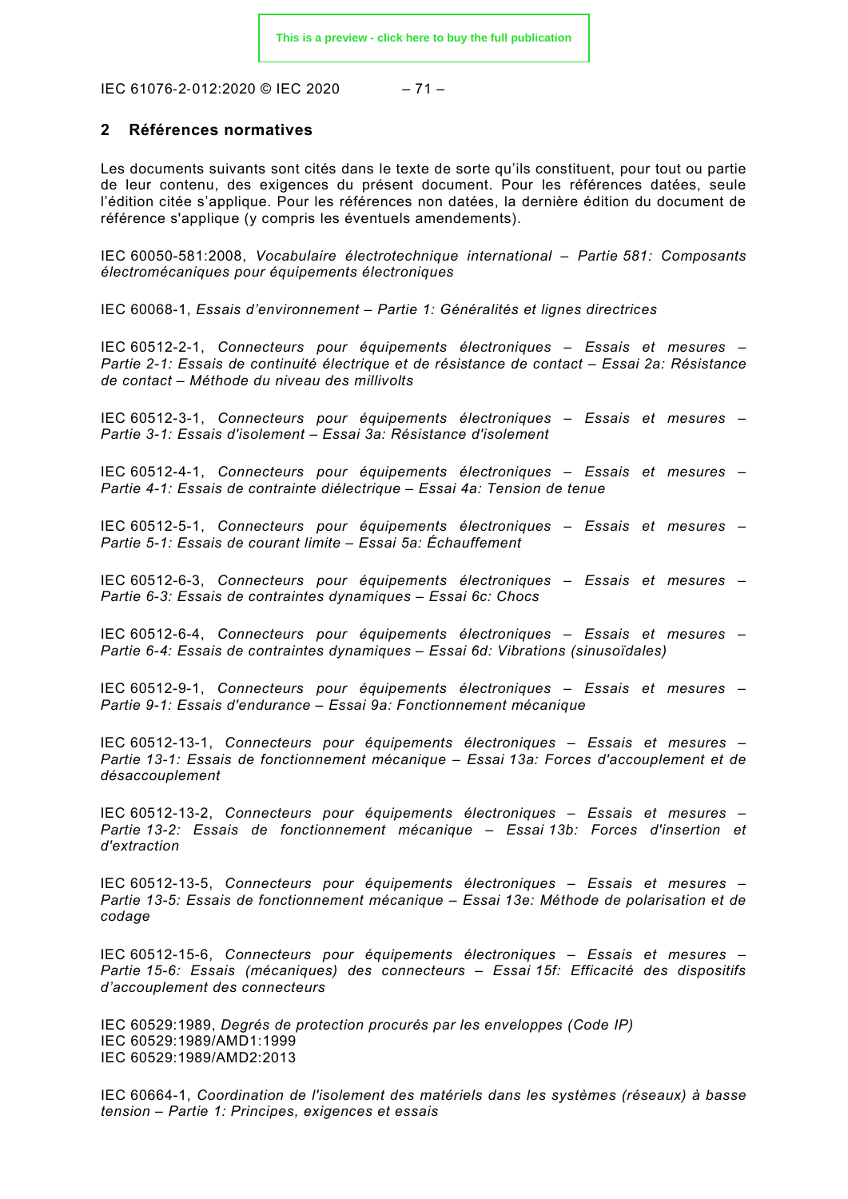## 2 Références normatives

Les documents suivants sont cités dans le texte de sorte qu'ils constituent, pour tout ou partie de leur contenu, des exigences du présent document. Pour les références datées, seule l'édition citée s'applique. Pour les références non datées, la dernière édition du document de référence s'applique (y compris les éventuels amendements).

IEC 60050-581:2008, *Vocabulaire électrotechnique international – Partie 581: Composants électromécaniques pour équipements électroniques*

IEC 60068-1, *Essais d'environnement – Partie 1: Généralités et lignes directrices*

IEC 60512-2-1, *Connecteurs pour équipements électroniques – Essais et mesures – Partie 2-1: Essais de continuité électrique et de résistance de contact – Essai 2a: Résistance de contact – Méthode du niveau des millivolts*

IEC 60512-3-1, *Connecteurs pour équipements électroniques – Essais et mesures – Partie 3-1: Essais d'isolement – Essai 3a: Résistance d'isolement*

IEC 60512-4-1, *Connecteurs pour équipements électroniques – Essais et mesures – Partie 4-1: Essais de contrainte diélectrique – Essai 4a: Tension de tenue*

IEC 60512-5-1, *Connecteurs pour équipements électroniques – Essais et mesures – Partie 5-1: Essais de courant limite – Essai 5a: Échauffement*

IEC 60512-6-3, *Connecteurs pour équipements électroniques – Essais et mesures – Partie 6-3: Essais de contraintes dynamiques – Essai 6c: Chocs*

IEC 60512-6-4, *Connecteurs pour équipements électroniques – Essais et mesures – Partie 6-4: Essais de contraintes dynamiques – Essai 6d: Vibrations (sinusoïdales)*

IEC 60512-9-1, *Connecteurs pour équipements électroniques – Essais et mesures – Partie 9-1: Essais d'endurance – Essai 9a: Fonctionnement mécanique*

IEC 60512-13-1, *Connecteurs pour équipements électroniques – Essais et mesures – Partie 13-1: Essais de fonctionnement mécanique – Essai 13a: Forces d'accouplement et de désaccouplement*

IEC 60512-13-2, *Connecteurs pour équipements électroniques – Essais et mesures – Partie 13-2: Essais de fonctionnement mécanique – Essai 13b: Forces d'insertion et d'extraction*

IEC 60512-13-5, *Connecteurs pour équipements électroniques – Essais et mesures – Partie 13-5: Essais de fonctionnement mécanique – Essai 13e: Méthode de polarisation et de codage*

IEC 60512-15-6, *Connecteurs pour équipements électroniques – Essais et mesures – Partie 15-6: Essais (mécaniques) des connecteurs – Essai 15f: Efficacité des dispositifs d'accouplement des connecteurs*

IEC 60529:1989, *Degrés de protection procurés par les enveloppes (Code IP)*
IEC 60529:1989/AMD1:1999
IEC 60529:1989/AMD2:2013

IEC 60664-1, *Coordination de l'isolement des matériels dans les systèmes (réseaux) à basse tension – Partie 1: Principes, exigences et essais*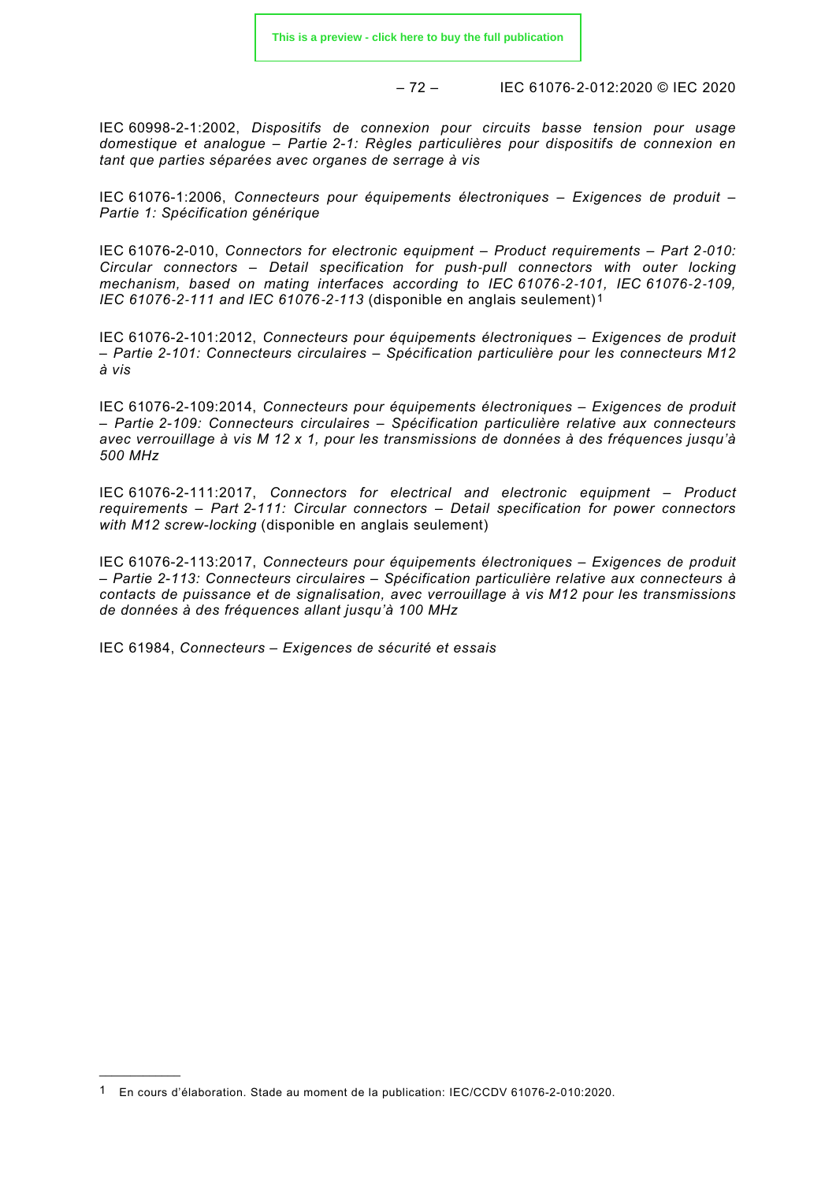IEC 60998-2-1:2002, *Dispositifs de connexion pour circuits basse tension pour usage domestique et analogue – Partie 2-1: Règles particulières pour dispositifs de connexion en tant que parties séparées avec organes de serrage à vis*

IEC 61076-1:2006, *Connecteurs pour équipements électroniques – Exigences de produit – Partie 1: Spécification générique*

IEC 61076-2-010, *Connectors for electronic equipment – Product requirements – Part 2-010: Circular connectors – Detail specification for push-pull connectors with outer locking mechanism, based on mating interfaces according to IEC 61076-2-101, IEC 61076-2-109, IEC 61076-2-111 and IEC 61076-2-113* (disponible en anglais seulement)[1]

IEC 61076-2-101:2012, *Connecteurs pour équipements électroniques – Exigences de produit – Partie 2-101: Connecteurs circulaires – Spécification particulière pour les connecteurs M12 à vis*

IEC 61076-2-109:2014, *Connecteurs pour équipements électroniques – Exigences de produit – Partie 2-109: Connecteurs circulaires – Spécification particulière relative aux connecteurs avec verrouillage à vis M 12 x 1, pour les transmissions de données à des fréquences jusqu'à 500 MHz*

IEC 61076-2-111:2017, *Connectors for electrical and electronic equipment – Product requirements – Part 2-111: Circular connectors – Detail specification for power connectors with M12 screw-locking* (disponible en anglais seulement)

IEC 61076-2-113:2017, *Connecteurs pour équipements électroniques – Exigences de produit – Partie 2-113: Connecteurs circulaires – Spécification particulière relative aux connecteurs à contacts de puissance et de signalisation, avec verrouillage à vis M12 pour les transmissions de données à des fréquences allant jusqu'à 100 MHz*

IEC 61984, *Connecteurs – Exigences de sécurité et essais*

---

[1] En cours d'élaboration. Stade au moment de la publication: IEC/CCDV 61076-2-010:2020.